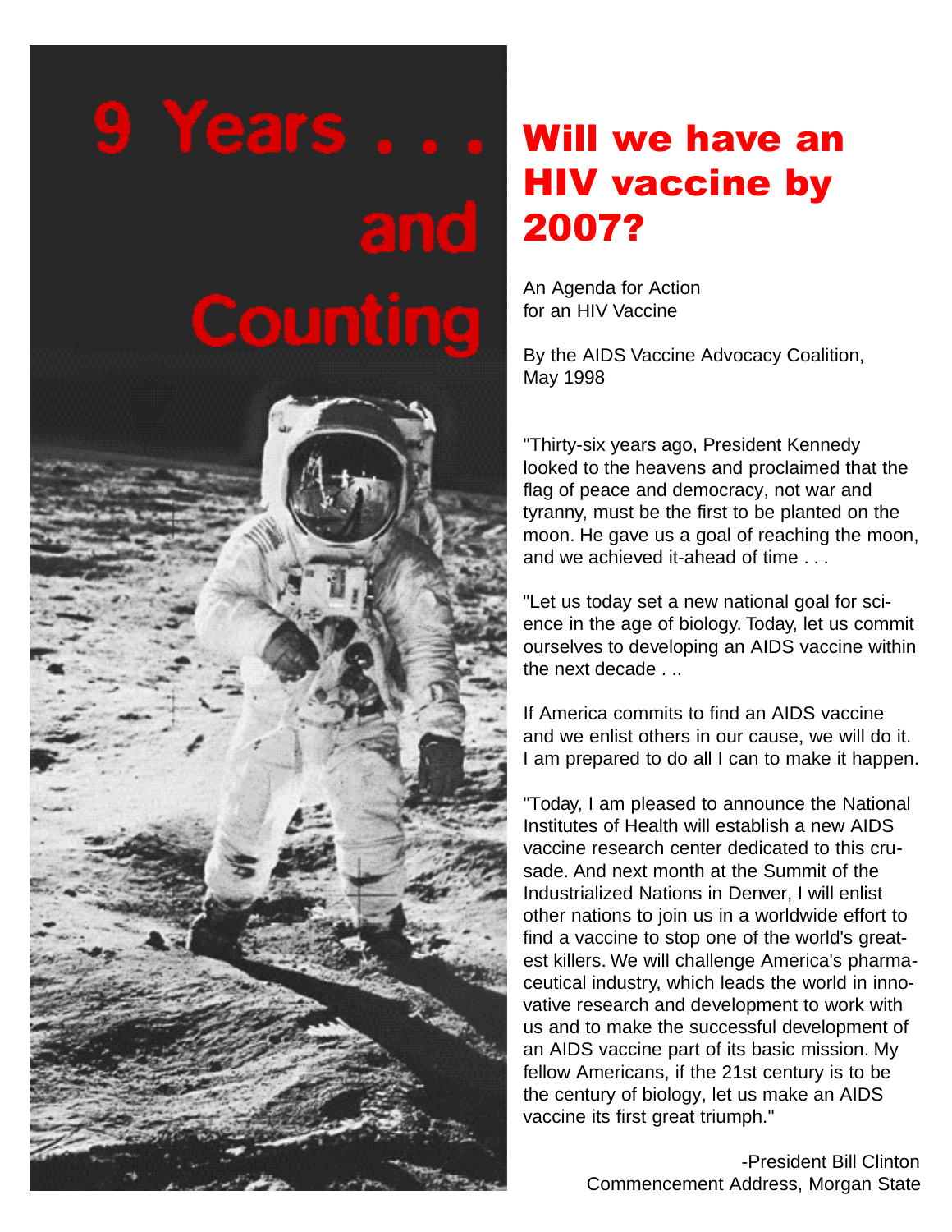# 9 Years . . . and Counting

# Will we have an HIV vaccine by 2007?

An Agenda for Action
for an HIV Vaccine

By the AIDS Vaccine Advocacy Coalition,
May 1998

"Thirty-six years ago, President Kennedy looked to the heavens and proclaimed that the flag of peace and democracy, not war and tyranny, must be the first to be planted on the moon. He gave us a goal of reaching the moon, and we achieved it-ahead of time . . .

"Let us today set a new national goal for science in the age of biology. Today, let us commit ourselves to developing an AIDS vaccine within the next decade . ..

If America commits to find an AIDS vaccine and we enlist others in our cause, we will do it. I am prepared to do all I can to make it happen.

"Today, I am pleased to announce the National Institutes of Health will establish a new AIDS vaccine research center dedicated to this crusade. And next month at the Summit of the Industrialized Nations in Denver, I will enlist other nations to join us in a worldwide effort to find a vaccine to stop one of the world's greatest killers. We will challenge America's pharmaceutical industry, which leads the world in innovative research and development to work with us and to make the successful development of an AIDS vaccine part of its basic mission. My fellow Americans, if the 21st century is to be the century of biology, let us make an AIDS vaccine its first great triumph."

-President Bill Clinton
Commencement Address, Morgan State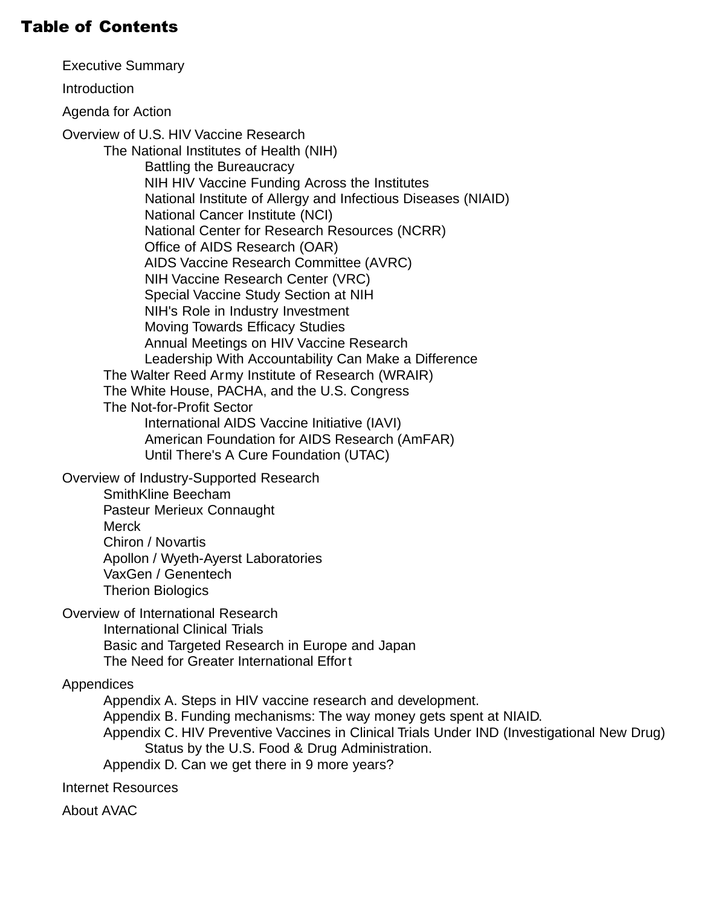# Table of Contents

- Executive Summary
- Introduction
- Agenda for Action
- Overview of U.S. HIV Vaccine Research
  - The National Institutes of Health (NIH)
    - Battling the Bureaucracy
    - NIH HIV Vaccine Funding Across the Institutes
    - National Institute of Allergy and Infectious Diseases (NIAID)
    - National Cancer Institute (NCI)
    - National Center for Research Resources (NCRR)
    - Office of AIDS Research (OAR)
    - AIDS Vaccine Research Committee (AVRC)
    - NIH Vaccine Research Center (VRC)
    - Special Vaccine Study Section at NIH
    - NIH's Role in Industry Investment
    - Moving Towards Efficacy Studies
    - Annual Meetings on HIV Vaccine Research
    - Leadership With Accountability Can Make a Difference
  - The Walter Reed Army Institute of Research (WRAIR)
  - The White House, PACHA, and the U.S. Congress
  - The Not-for-Profit Sector
    - International AIDS Vaccine Initiative (IAVI)
    - American Foundation for AIDS Research (AmFAR)
    - Until There's A Cure Foundation (UTAC)
- Overview of Industry-Supported Research
  - SmithKline Beecham
  - Pasteur Merieux Connaught
  - Merck
  - Chiron / Novartis
  - Apollon / Wyeth-Ayerst Laboratories
  - VaxGen / Genentech
  - Therion Biologics
- Overview of International Research
  - International Clinical Trials
  - Basic and Targeted Research in Europe and Japan
  - The Need for Greater International Effort
- Appendices
  - Appendix A. Steps in HIV vaccine research and development.
  - Appendix B. Funding mechanisms: The way money gets spent at NIAID.
  - Appendix C. HIV Preventive Vaccines in Clinical Trials Under IND (Investigational New Drug) Status by the U.S. Food & Drug Administration.
  - Appendix D. Can we get there in 9 more years?
- Internet Resources
- About AVAC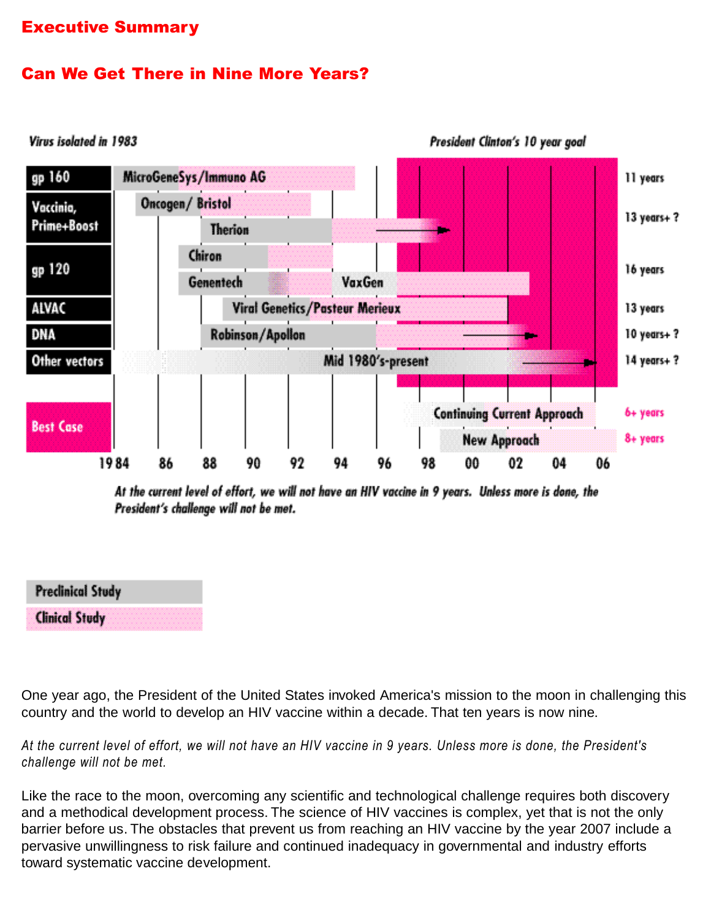# Executive Summary

## Can We Get There in Nine More Years?

Virus isolated in 1983

President Clinton's 10 year goal

| Approach | Program | Duration |
|---|---|---|
| gp 160 | MicroGeneSys/Immuno AG | 11 years |
| Vaccinia, Prime+Boost | Oncogen/ Bristol | 13 years+ ? |
| | Therion | |
| gp 120 | Chiron | 16 years |
| | Genentech / VaxGen | |
| ALVAC | Viral Genetics/Pasteur Merieux | 13 years |
| DNA | Robinson/Apollon | 10 years+ ? |
| Other vectors | Mid 1980's-present | 14 years+ ? |
| Best Case | Continuing Current Approach | 6+ years |
| | New Approach | 8+ years |

1984 86 88 90 92 94 96 98 00 02 04 06

*At the current level of effort, we will not have an HIV vaccine in 9 years. Unless more is done, the President's challenge will not be met.*

Preclinical Study

Clinical Study

One year ago, the President of the United States invoked America's mission to the moon in challenging this country and the world to develop an HIV vaccine within a decade. That ten years is now nine.

*At the current level of effort, we will not have an HIV vaccine in 9 years. Unless more is done, the President's challenge will not be met.*

Like the race to the moon, overcoming any scientific and technological challenge requires both discovery and a methodical development process. The science of HIV vaccines is complex, yet that is not the only barrier before us. The obstacles that prevent us from reaching an HIV vaccine by the year 2007 include a pervasive unwillingness to risk failure and continued inadequacy in governmental and industry efforts toward systematic vaccine development.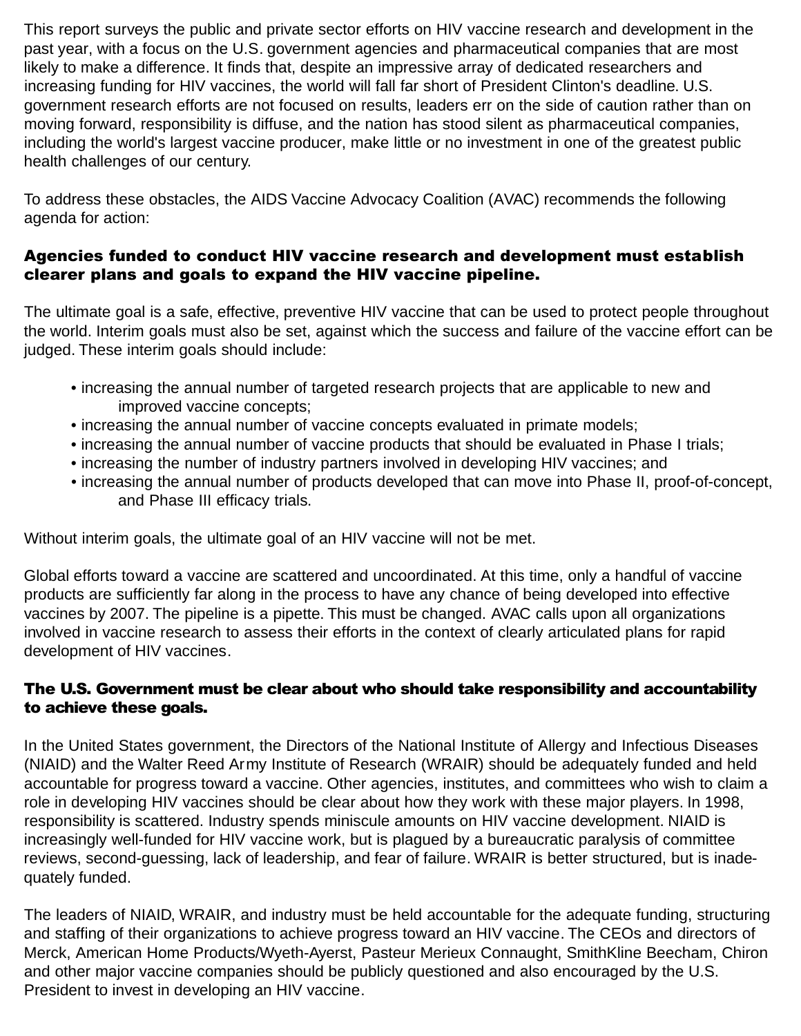This report surveys the public and private sector efforts on HIV vaccine research and development in the past year, with a focus on the U.S. government agencies and pharmaceutical companies that are most likely to make a difference. It finds that, despite an impressive array of dedicated researchers and increasing funding for HIV vaccines, the world will fall far short of President Clinton's deadline. U.S. government research efforts are not focused on results, leaders err on the side of caution rather than on moving forward, responsibility is diffuse, and the nation has stood silent as pharmaceutical companies, including the world's largest vaccine producer, make little or no investment in one of the greatest public health challenges of our century.

To address these obstacles, the AIDS Vaccine Advocacy Coalition (AVAC) recommends the following agenda for action:

### Agencies funded to conduct HIV vaccine research and development must establish clearer plans and goals to expand the HIV vaccine pipeline.

The ultimate goal is a safe, effective, preventive HIV vaccine that can be used to protect people throughout the world. Interim goals must also be set, against which the success and failure of the vaccine effort can be judged. These interim goals should include:

- increasing the annual number of targeted research projects that are applicable to new and improved vaccine concepts;
- increasing the annual number of vaccine concepts evaluated in primate models;
- increasing the annual number of vaccine products that should be evaluated in Phase I trials;
- increasing the number of industry partners involved in developing HIV vaccines; and
- increasing the annual number of products developed that can move into Phase II, proof-of-concept, and Phase III efficacy trials.

Without interim goals, the ultimate goal of an HIV vaccine will not be met.

Global efforts toward a vaccine are scattered and uncoordinated. At this time, only a handful of vaccine products are sufficiently far along in the process to have any chance of being developed into effective vaccines by 2007. The pipeline is a pipette. This must be changed. AVAC calls upon all organizations involved in vaccine research to assess their efforts in the context of clearly articulated plans for rapid development of HIV vaccines.

### The U.S. Government must be clear about who should take responsibility and accountability to achieve these goals.

In the United States government, the Directors of the National Institute of Allergy and Infectious Diseases (NIAID) and the Walter Reed Army Institute of Research (WRAIR) should be adequately funded and held accountable for progress toward a vaccine. Other agencies, institutes, and committees who wish to claim a role in developing HIV vaccines should be clear about how they work with these major players. In 1998, responsibility is scattered. Industry spends miniscule amounts on HIV vaccine development. NIAID is increasingly well-funded for HIV vaccine work, but is plagued by a bureaucratic paralysis of committee reviews, second-guessing, lack of leadership, and fear of failure. WRAIR is better structured, but is inadequately funded.

The leaders of NIAID, WRAIR, and industry must be held accountable for the adequate funding, structuring and staffing of their organizations to achieve progress toward an HIV vaccine. The CEOs and directors of Merck, American Home Products/Wyeth-Ayerst, Pasteur Merieux Connaught, SmithKline Beecham, Chiron and other major vaccine companies should be publicly questioned and also encouraged by the U.S. President to invest in developing an HIV vaccine.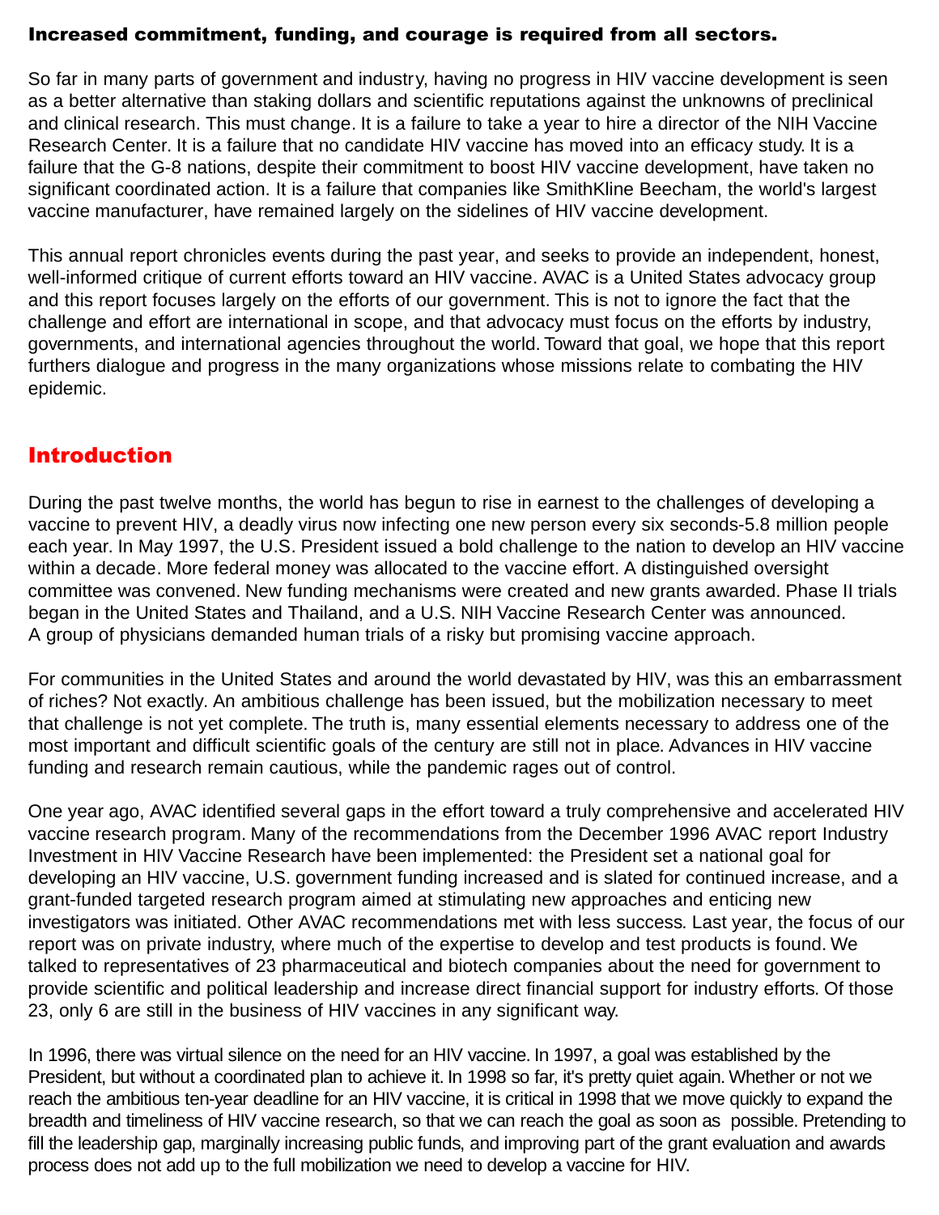**Increased commitment, funding, and courage is required from all sectors.**

So far in many parts of government and industry, having no progress in HIV vaccine development is seen as a better alternative than staking dollars and scientific reputations against the unknowns of preclinical and clinical research. This must change. It is a failure to take a year to hire a director of the NIH Vaccine Research Center. It is a failure that no candidate HIV vaccine has moved into an efficacy study. It is a failure that the G-8 nations, despite their commitment to boost HIV vaccine development, have taken no significant coordinated action. It is a failure that companies like SmithKline Beecham, the world's largest vaccine manufacturer, have remained largely on the sidelines of HIV vaccine development.

This annual report chronicles events during the past year, and seeks to provide an independent, honest, well-informed critique of current efforts toward an HIV vaccine. AVAC is a United States advocacy group and this report focuses largely on the efforts of our government. This is not to ignore the fact that the challenge and effort are international in scope, and that advocacy must focus on the efforts by industry, governments, and international agencies throughout the world. Toward that goal, we hope that this report furthers dialogue and progress in the many organizations whose missions relate to combating the HIV epidemic.

## Introduction

During the past twelve months, the world has begun to rise in earnest to the challenges of developing a vaccine to prevent HIV, a deadly virus now infecting one new person every six seconds-5.8 million people each year. In May 1997, the U.S. President issued a bold challenge to the nation to develop an HIV vaccine within a decade. More federal money was allocated to the vaccine effort. A distinguished oversight committee was convened. New funding mechanisms were created and new grants awarded. Phase II trials began in the United States and Thailand, and a U.S. NIH Vaccine Research Center was announced. A group of physicians demanded human trials of a risky but promising vaccine approach.

For communities in the United States and around the world devastated by HIV, was this an embarrassment of riches? Not exactly. An ambitious challenge has been issued, but the mobilization necessary to meet that challenge is not yet complete. The truth is, many essential elements necessary to address one of the most important and difficult scientific goals of the century are still not in place. Advances in HIV vaccine funding and research remain cautious, while the pandemic rages out of control.

One year ago, AVAC identified several gaps in the effort toward a truly comprehensive and accelerated HIV vaccine research program. Many of the recommendations from the December 1996 AVAC report Industry Investment in HIV Vaccine Research have been implemented: the President set a national goal for developing an HIV vaccine, U.S. government funding increased and is slated for continued increase, and a grant-funded targeted research program aimed at stimulating new approaches and enticing new investigators was initiated. Other AVAC recommendations met with less success. Last year, the focus of our report was on private industry, where much of the expertise to develop and test products is found. We talked to representatives of 23 pharmaceutical and biotech companies about the need for government to provide scientific and political leadership and increase direct financial support for industry efforts. Of those 23, only 6 are still in the business of HIV vaccines in any significant way.

In 1996, there was virtual silence on the need for an HIV vaccine. In 1997, a goal was established by the President, but without a coordinated plan to achieve it. In 1998 so far, it's pretty quiet again. Whether or not we reach the ambitious ten-year deadline for an HIV vaccine, it is critical in 1998 that we move quickly to expand the breadth and timeliness of HIV vaccine research, so that we can reach the goal as soon as possible. Pretending to fill the leadership gap, marginally increasing public funds, and improving part of the grant evaluation and awards process does not add up to the full mobilization we need to develop a vaccine for HIV.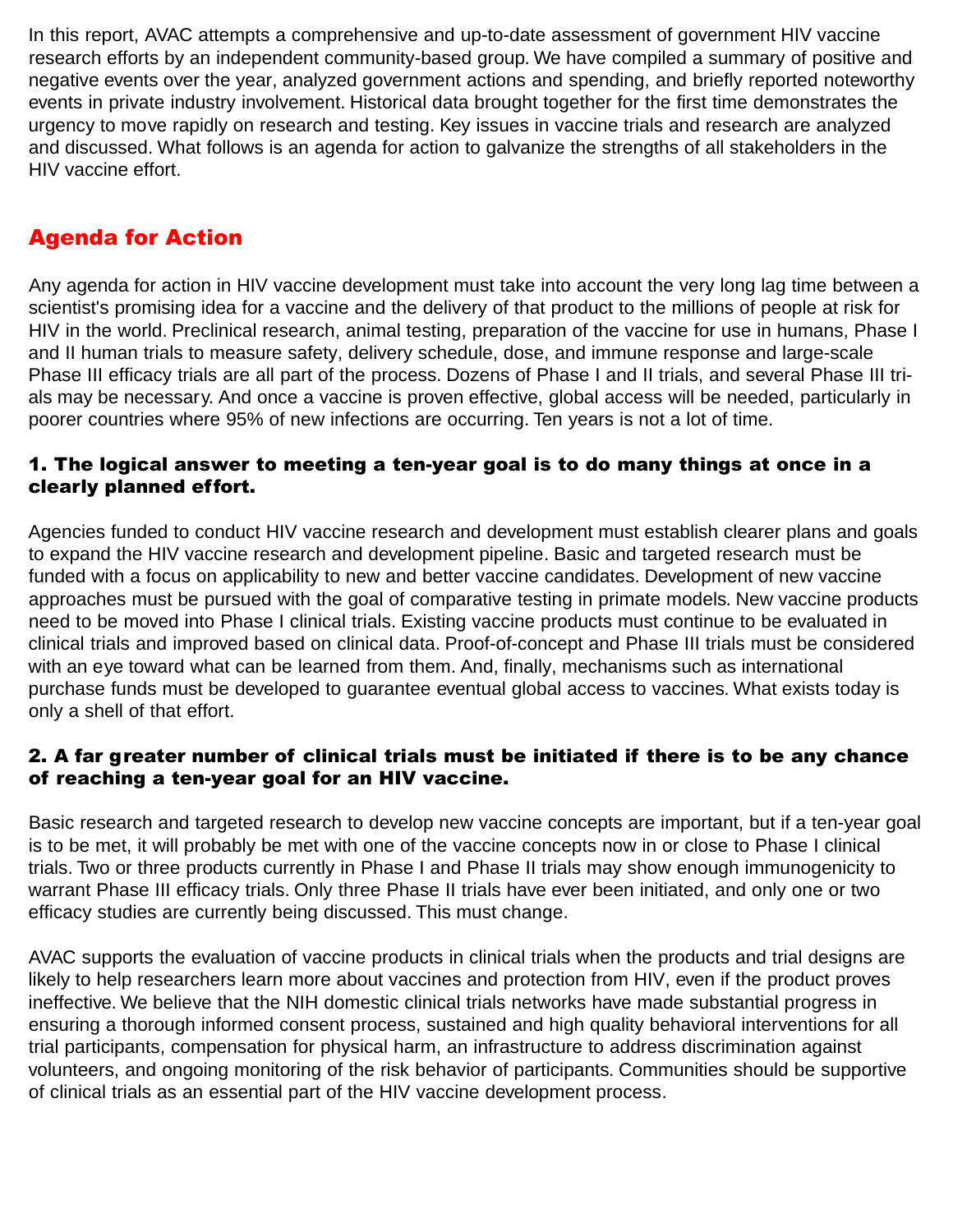In this report, AVAC attempts a comprehensive and up-to-date assessment of government HIV vaccine research efforts by an independent community-based group. We have compiled a summary of positive and negative events over the year, analyzed government actions and spending, and briefly reported noteworthy events in private industry involvement. Historical data brought together for the first time demonstrates the urgency to move rapidly on research and testing. Key issues in vaccine trials and research are analyzed and discussed. What follows is an agenda for action to galvanize the strengths of all stakeholders in the HIV vaccine effort.

## Agenda for Action

Any agenda for action in HIV vaccine development must take into account the very long lag time between a scientist's promising idea for a vaccine and the delivery of that product to the millions of people at risk for HIV in the world. Preclinical research, animal testing, preparation of the vaccine for use in humans, Phase I and II human trials to measure safety, delivery schedule, dose, and immune response and large-scale Phase III efficacy trials are all part of the process. Dozens of Phase I and II trials, and several Phase III trials may be necessary. And once a vaccine is proven effective, global access will be needed, particularly in poorer countries where 95% of new infections are occurring. Ten years is not a lot of time.

### 1. The logical answer to meeting a ten-year goal is to do many things at once in a clearly planned effort.

Agencies funded to conduct HIV vaccine research and development must establish clearer plans and goals to expand the HIV vaccine research and development pipeline. Basic and targeted research must be funded with a focus on applicability to new and better vaccine candidates. Development of new vaccine approaches must be pursued with the goal of comparative testing in primate models. New vaccine products need to be moved into Phase I clinical trials. Existing vaccine products must continue to be evaluated in clinical trials and improved based on clinical data. Proof-of-concept and Phase III trials must be considered with an eye toward what can be learned from them. And, finally, mechanisms such as international purchase funds must be developed to guarantee eventual global access to vaccines. What exists today is only a shell of that effort.

### 2. A far greater number of clinical trials must be initiated if there is to be any chance of reaching a ten-year goal for an HIV vaccine.

Basic research and targeted research to develop new vaccine concepts are important, but if a ten-year goal is to be met, it will probably be met with one of the vaccine concepts now in or close to Phase I clinical trials. Two or three products currently in Phase I and Phase II trials may show enough immunogenicity to warrant Phase III efficacy trials. Only three Phase II trials have ever been initiated, and only one or two efficacy studies are currently being discussed. This must change.

AVAC supports the evaluation of vaccine products in clinical trials when the products and trial designs are likely to help researchers learn more about vaccines and protection from HIV, even if the product proves ineffective. We believe that the NIH domestic clinical trials networks have made substantial progress in ensuring a thorough informed consent process, sustained and high quality behavioral interventions for all trial participants, compensation for physical harm, an infrastructure to address discrimination against volunteers, and ongoing monitoring of the risk behavior of participants. Communities should be supportive of clinical trials as an essential part of the HIV vaccine development process.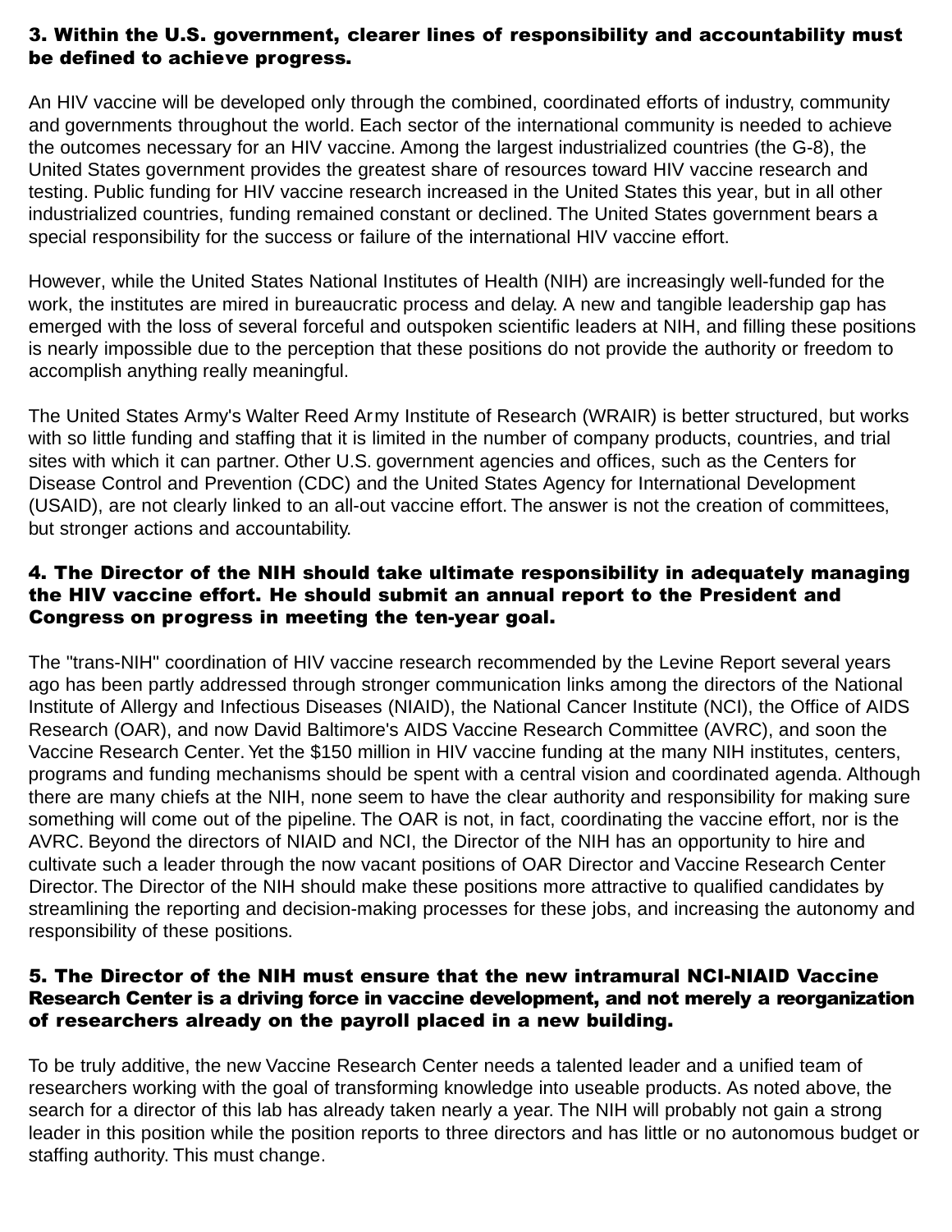### 3. Within the U.S. government, clearer lines of responsibility and accountability must be defined to achieve progress.

An HIV vaccine will be developed only through the combined, coordinated efforts of industry, community and governments throughout the world. Each sector of the international community is needed to achieve the outcomes necessary for an HIV vaccine. Among the largest industrialized countries (the G-8), the United States government provides the greatest share of resources toward HIV vaccine research and testing. Public funding for HIV vaccine research increased in the United States this year, but in all other industrialized countries, funding remained constant or declined. The United States government bears a special responsibility for the success or failure of the international HIV vaccine effort.

However, while the United States National Institutes of Health (NIH) are increasingly well-funded for the work, the institutes are mired in bureaucratic process and delay. A new and tangible leadership gap has emerged with the loss of several forceful and outspoken scientific leaders at NIH, and filling these positions is nearly impossible due to the perception that these positions do not provide the authority or freedom to accomplish anything really meaningful.

The United States Army's Walter Reed Army Institute of Research (WRAIR) is better structured, but works with so little funding and staffing that it is limited in the number of company products, countries, and trial sites with which it can partner. Other U.S. government agencies and offices, such as the Centers for Disease Control and Prevention (CDC) and the United States Agency for International Development (USAID), are not clearly linked to an all-out vaccine effort. The answer is not the creation of committees, but stronger actions and accountability.

### 4. The Director of the NIH should take ultimate responsibility in adequately managing the HIV vaccine effort. He should submit an annual report to the President and Congress on progress in meeting the ten-year goal.

The "trans-NIH" coordination of HIV vaccine research recommended by the Levine Report several years ago has been partly addressed through stronger communication links among the directors of the National Institute of Allergy and Infectious Diseases (NIAID), the National Cancer Institute (NCI), the Office of AIDS Research (OAR), and now David Baltimore's AIDS Vaccine Research Committee (AVRC), and soon the Vaccine Research Center. Yet the $150 million in HIV vaccine funding at the many NIH institutes, centers, programs and funding mechanisms should be spent with a central vision and coordinated agenda. Although there are many chiefs at the NIH, none seem to have the clear authority and responsibility for making sure something will come out of the pipeline. The OAR is not, in fact, coordinating the vaccine effort, nor is the AVRC. Beyond the directors of NIAID and NCI, the Director of the NIH has an opportunity to hire and cultivate such a leader through the now vacant positions of OAR Director and Vaccine Research Center Director. The Director of the NIH should make these positions more attractive to qualified candidates by streamlining the reporting and decision-making processes for these jobs, and increasing the autonomy and responsibility of these positions.

### 5. The Director of the NIH must ensure that the new intramural NCI-NIAID Vaccine Research Center is a driving force in vaccine development, and not merely a reorganization of researchers already on the payroll placed in a new building.

To be truly additive, the new Vaccine Research Center needs a talented leader and a unified team of researchers working with the goal of transforming knowledge into useable products. As noted above, the search for a director of this lab has already taken nearly a year. The NIH will probably not gain a strong leader in this position while the position reports to three directors and has little or no autonomous budget or staffing authority. This must change.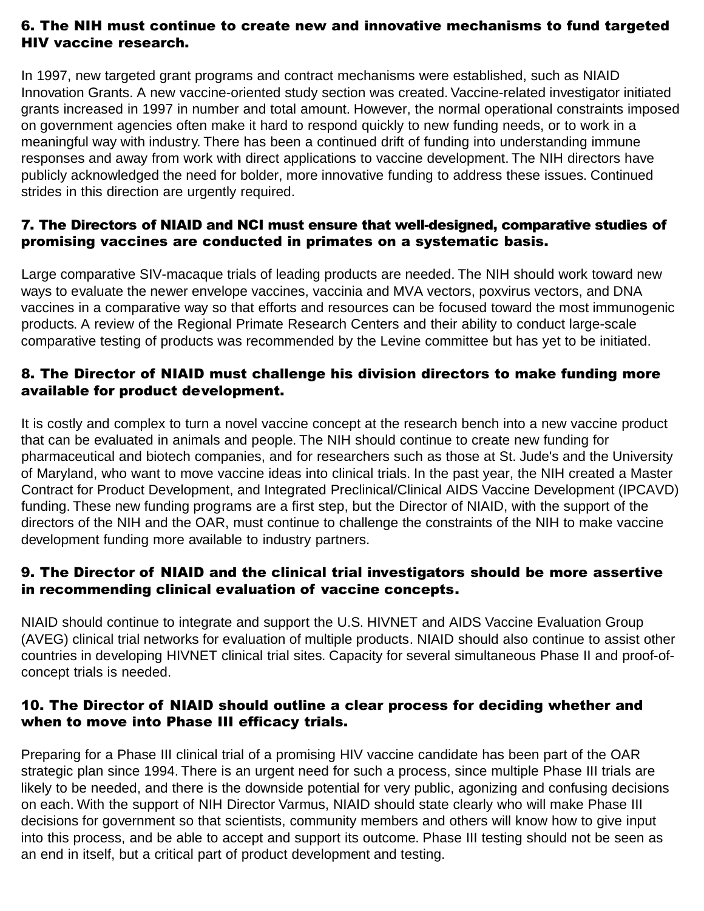### 6. The NIH must continue to create new and innovative mechanisms to fund targeted HIV vaccine research.

In 1997, new targeted grant programs and contract mechanisms were established, such as NIAID Innovation Grants. A new vaccine-oriented study section was created. Vaccine-related investigator initiated grants increased in 1997 in number and total amount. However, the normal operational constraints imposed on government agencies often make it hard to respond quickly to new funding needs, or to work in a meaningful way with industry. There has been a continued drift of funding into understanding immune responses and away from work with direct applications to vaccine development. The NIH directors have publicly acknowledged the need for bolder, more innovative funding to address these issues. Continued strides in this direction are urgently required.

### 7. The Directors of NIAID and NCI must ensure that well-designed, comparative studies of promising vaccines are conducted in primates on a systematic basis.

Large comparative SIV-macaque trials of leading products are needed. The NIH should work toward new ways to evaluate the newer envelope vaccines, vaccinia and MVA vectors, poxvirus vectors, and DNA vaccines in a comparative way so that efforts and resources can be focused toward the most immunogenic products. A review of the Regional Primate Research Centers and their ability to conduct large-scale comparative testing of products was recommended by the Levine committee but has yet to be initiated.

### 8. The Director of NIAID must challenge his division directors to make funding more available for product development.

It is costly and complex to turn a novel vaccine concept at the research bench into a new vaccine product that can be evaluated in animals and people. The NIH should continue to create new funding for pharmaceutical and biotech companies, and for researchers such as those at St. Jude's and the University of Maryland, who want to move vaccine ideas into clinical trials. In the past year, the NIH created a Master Contract for Product Development, and Integrated Preclinical/Clinical AIDS Vaccine Development (IPCAVD) funding. These new funding programs are a first step, but the Director of NIAID, with the support of the directors of the NIH and the OAR, must continue to challenge the constraints of the NIH to make vaccine development funding more available to industry partners.

### 9. The Director of NIAID and the clinical trial investigators should be more assertive in recommending clinical evaluation of vaccine concepts.

NIAID should continue to integrate and support the U.S. HIVNET and AIDS Vaccine Evaluation Group (AVEG) clinical trial networks for evaluation of multiple products. NIAID should also continue to assist other countries in developing HIVNET clinical trial sites. Capacity for several simultaneous Phase II and proof-of-concept trials is needed.

### 10. The Director of NIAID should outline a clear process for deciding whether and when to move into Phase III efficacy trials.

Preparing for a Phase III clinical trial of a promising HIV vaccine candidate has been part of the OAR strategic plan since 1994. There is an urgent need for such a process, since multiple Phase III trials are likely to be needed, and there is the downside potential for very public, agonizing and confusing decisions on each. With the support of NIH Director Varmus, NIAID should state clearly who will make Phase III decisions for government so that scientists, community members and others will know how to give input into this process, and be able to accept and support its outcome. Phase III testing should not be seen as an end in itself, but a critical part of product development and testing.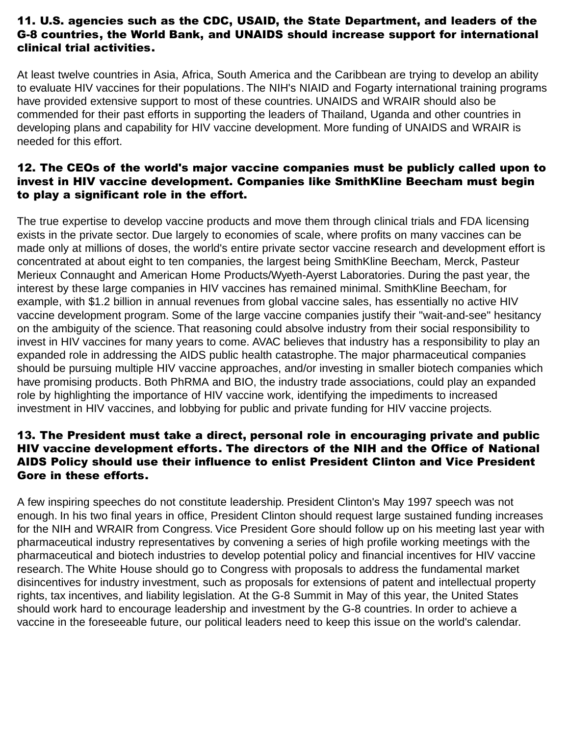**11. U.S. agencies such as the CDC, USAID, the State Department, and leaders of the G-8 countries, the World Bank, and UNAIDS should increase support for international clinical trial activities.**

At least twelve countries in Asia, Africa, South America and the Caribbean are trying to develop an ability to evaluate HIV vaccines for their populations. The NIH's NIAID and Fogarty international training programs have provided extensive support to most of these countries. UNAIDS and WRAIR should also be commended for their past efforts in supporting the leaders of Thailand, Uganda and other countries in developing plans and capability for HIV vaccine development. More funding of UNAIDS and WRAIR is needed for this effort.

**12. The CEOs of the world's major vaccine companies must be publicly called upon to invest in HIV vaccine development. Companies like SmithKline Beecham must begin to play a significant role in the effort.**

The true expertise to develop vaccine products and move them through clinical trials and FDA licensing exists in the private sector. Due largely to economies of scale, where profits on many vaccines can be made only at millions of doses, the world's entire private sector vaccine research and development effort is concentrated at about eight to ten companies, the largest being SmithKline Beecham, Merck, Pasteur Merieux Connaught and American Home Products/Wyeth-Ayerst Laboratories. During the past year, the interest by these large companies in HIV vaccines has remained minimal. SmithKline Beecham, for example, with $1.2 billion in annual revenues from global vaccine sales, has essentially no active HIV vaccine development program. Some of the large vaccine companies justify their "wait-and-see" hesitancy on the ambiguity of the science. That reasoning could absolve industry from their social responsibility to invest in HIV vaccines for many years to come. AVAC believes that industry has a responsibility to play an expanded role in addressing the AIDS public health catastrophe. The major pharmaceutical companies should be pursuing multiple HIV vaccine approaches, and/or investing in smaller biotech companies which have promising products. Both PhRMA and BIO, the industry trade associations, could play an expanded role by highlighting the importance of HIV vaccine work, identifying the impediments to increased investment in HIV vaccines, and lobbying for public and private funding for HIV vaccine projects.

**13. The President must take a direct, personal role in encouraging private and public HIV vaccine development efforts. The directors of the NIH and the Office of National AIDS Policy should use their influence to enlist President Clinton and Vice President Gore in these efforts.**

A few inspiring speeches do not constitute leadership. President Clinton's May 1997 speech was not enough. In his two final years in office, President Clinton should request large sustained funding increases for the NIH and WRAIR from Congress. Vice President Gore should follow up on his meeting last year with pharmaceutical industry representatives by convening a series of high profile working meetings with the pharmaceutical and biotech industries to develop potential policy and financial incentives for HIV vaccine research. The White House should go to Congress with proposals to address the fundamental market disincentives for industry investment, such as proposals for extensions of patent and intellectual property rights, tax incentives, and liability legislation. At the G-8 Summit in May of this year, the United States should work hard to encourage leadership and investment by the G-8 countries. In order to achieve a vaccine in the foreseeable future, our political leaders need to keep this issue on the world's calendar.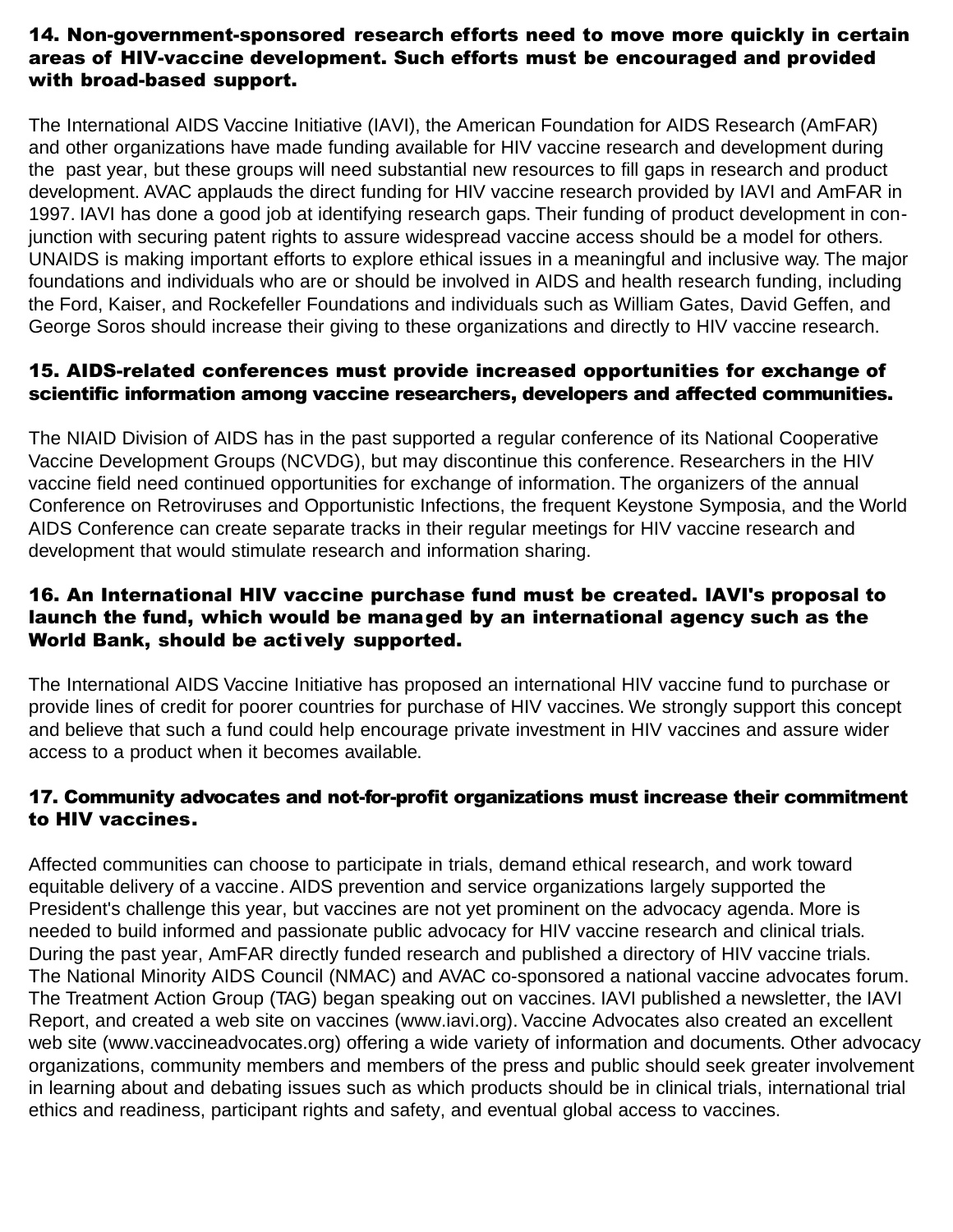### 14. Non-government-sponsored research efforts need to move more quickly in certain areas of HIV-vaccine development. Such efforts must be encouraged and provided with broad-based support.

The International AIDS Vaccine Initiative (IAVI), the American Foundation for AIDS Research (AmFAR) and other organizations have made funding available for HIV vaccine research and development during the past year, but these groups will need substantial new resources to fill gaps in research and product development. AVAC applauds the direct funding for HIV vaccine research provided by IAVI and AmFAR in 1997. IAVI has done a good job at identifying research gaps. Their funding of product development in conjunction with securing patent rights to assure widespread vaccine access should be a model for others. UNAIDS is making important efforts to explore ethical issues in a meaningful and inclusive way. The major foundations and individuals who are or should be involved in AIDS and health research funding, including the Ford, Kaiser, and Rockefeller Foundations and individuals such as William Gates, David Geffen, and George Soros should increase their giving to these organizations and directly to HIV vaccine research.

### 15. AIDS-related conferences must provide increased opportunities for exchange of scientific information among vaccine researchers, developers and affected communities.

The NIAID Division of AIDS has in the past supported a regular conference of its National Cooperative Vaccine Development Groups (NCVDG), but may discontinue this conference. Researchers in the HIV vaccine field need continued opportunities for exchange of information. The organizers of the annual Conference on Retroviruses and Opportunistic Infections, the frequent Keystone Symposia, and the World AIDS Conference can create separate tracks in their regular meetings for HIV vaccine research and development that would stimulate research and information sharing.

### 16. An International HIV vaccine purchase fund must be created. IAVI's proposal to launch the fund, which would be managed by an international agency such as the World Bank, should be actively supported.

The International AIDS Vaccine Initiative has proposed an international HIV vaccine fund to purchase or provide lines of credit for poorer countries for purchase of HIV vaccines. We strongly support this concept and believe that such a fund could help encourage private investment in HIV vaccines and assure wider access to a product when it becomes available.

### 17. Community advocates and not-for-profit organizations must increase their commitment to HIV vaccines.

Affected communities can choose to participate in trials, demand ethical research, and work toward equitable delivery of a vaccine. AIDS prevention and service organizations largely supported the President's challenge this year, but vaccines are not yet prominent on the advocacy agenda. More is needed to build informed and passionate public advocacy for HIV vaccine research and clinical trials. During the past year, AmFAR directly funded research and published a directory of HIV vaccine trials. The National Minority AIDS Council (NMAC) and AVAC co-sponsored a national vaccine advocates forum. The Treatment Action Group (TAG) began speaking out on vaccines. IAVI published a newsletter, the IAVI Report, and created a web site on vaccines (www.iavi.org). Vaccine Advocates also created an excellent web site (www.vaccineadvocates.org) offering a wide variety of information and documents. Other advocacy organizations, community members and members of the press and public should seek greater involvement in learning about and debating issues such as which products should be in clinical trials, international trial ethics and readiness, participant rights and safety, and eventual global access to vaccines.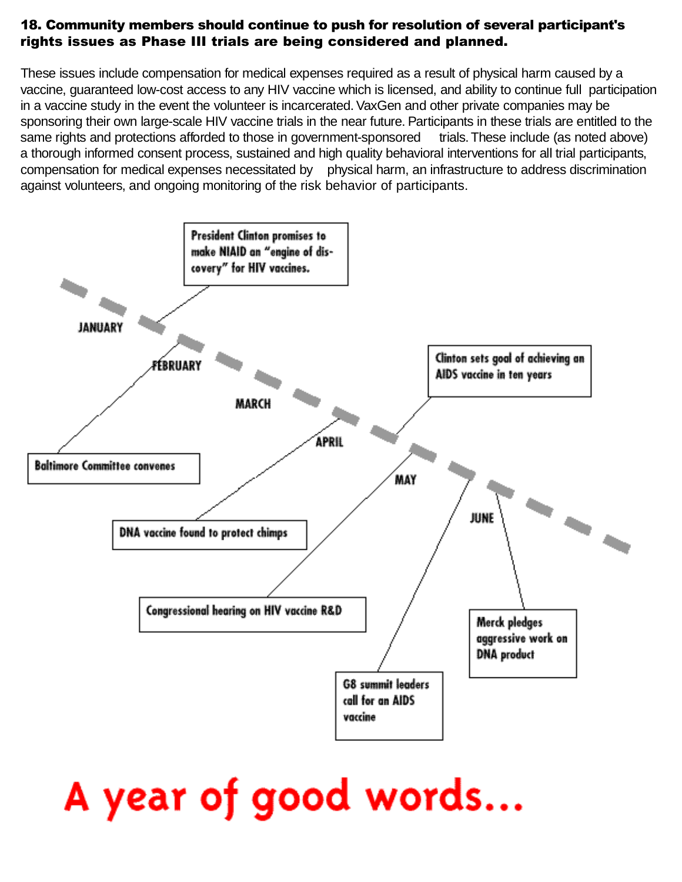**18. Community members should continue to push for resolution of several participant's rights issues as Phase III trials are being considered and planned.**

These issues include compensation for medical expenses required as a result of physical harm caused by a vaccine, guaranteed low-cost access to any HIV vaccine which is licensed, and ability to continue full participation in a vaccine study in the event the volunteer is incarcerated. VaxGen and other private companies may be sponsoring their own large-scale HIV vaccine trials in the near future. Participants in these trials are entitled to the same rights and protections afforded to those in government-sponsored trials. These include (as noted above) a thorough informed consent process, sustained and high quality behavioral interventions for all trial participants, compensation for medical expenses necessitated by physical harm, an infrastructure to address discrimination against volunteers, and ongoing monitoring of the risk behavior of participants.

JANUARY — President Clinton promises to make NIAID an "engine of discovery" for HIV vaccines.

FEBRUARY — Baltimore Committee convenes

MARCH

APRIL — DNA vaccine found to protect chimps

Clinton sets goal of achieving an AIDS vaccine in ten years

MAY — Congressional hearing on HIV vaccine R&D

G8 summit leaders call for an AIDS vaccine

JUNE — Merck pledges aggressive work on DNA product

A year of good words...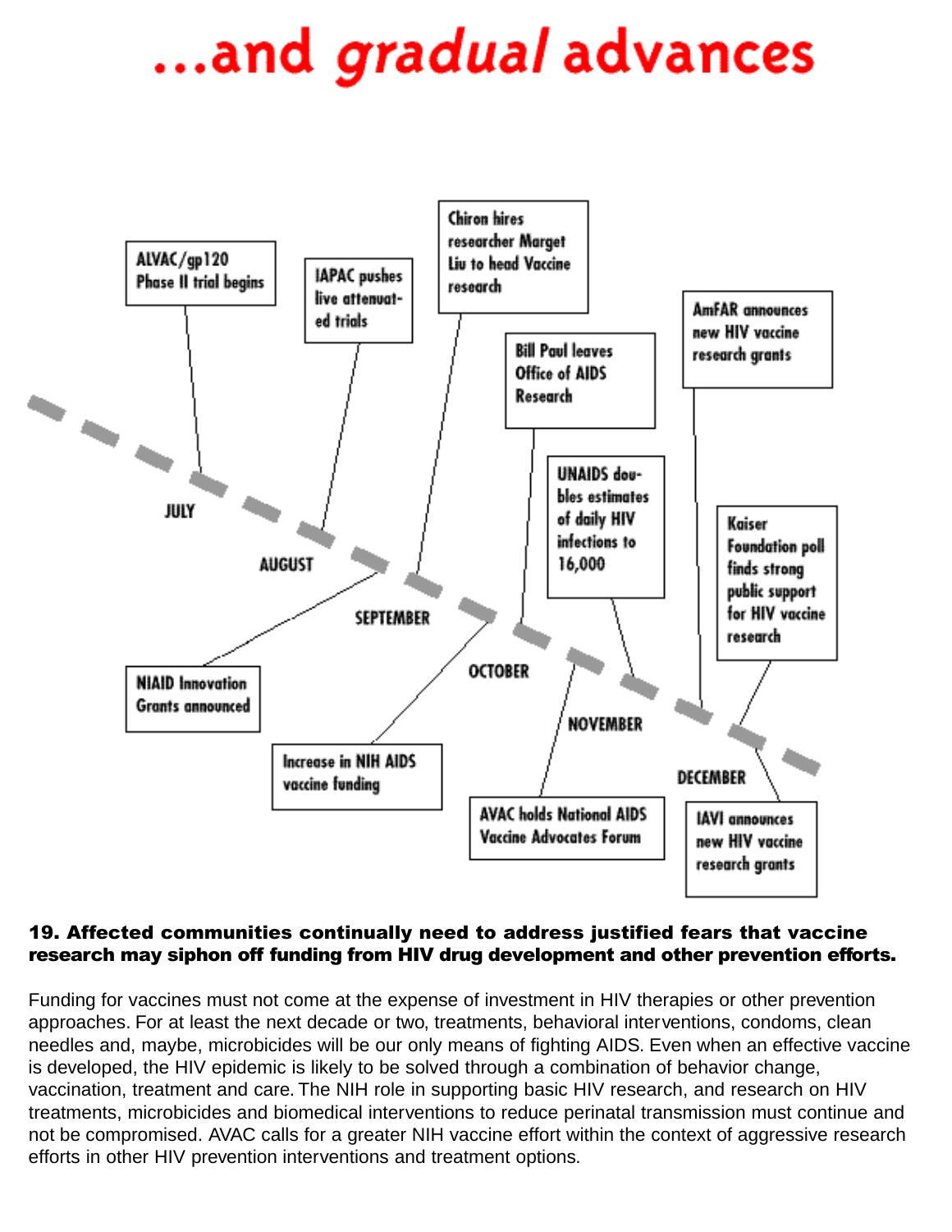# ...and *gradual* advances

- ALVAC/gp120 Phase II trial begins
- IAPAC pushes live attenuated trials
- Chiron hires researcher Marget Liu to head Vaccine research
- Bill Paul leaves Office of AIDS Research
- UNAIDS doubles estimates of daily HIV infections to 16,000
- AmFAR announces new HIV vaccine research grants
- Kaiser Foundation poll finds strong public support for HIV vaccine research
- NIAID Innovation Grants announced
- Increase in NIH AIDS vaccine funding
- AVAC holds National AIDS Vaccine Advocates Forum
- IAVI announces new HIV vaccine research grants

JULY AUGUST SEPTEMBER OCTOBER NOVEMBER DECEMBER

**19. Affected communities continually need to address justified fears that vaccine research may siphon off funding from HIV drug development and other prevention efforts.**

Funding for vaccines must not come at the expense of investment in HIV therapies or other prevention approaches. For at least the next decade or two, treatments, behavioral interventions, condoms, clean needles and, maybe, microbicides will be our only means of fighting AIDS. Even when an effective vaccine is developed, the HIV epidemic is likely to be solved through a combination of behavior change, vaccination, treatment and care. The NIH role in supporting basic HIV research, and research on HIV treatments, microbicides and biomedical interventions to reduce perinatal transmission must continue and not be compromised. AVAC calls for a greater NIH vaccine effort within the context of aggressive research efforts in other HIV prevention interventions and treatment options.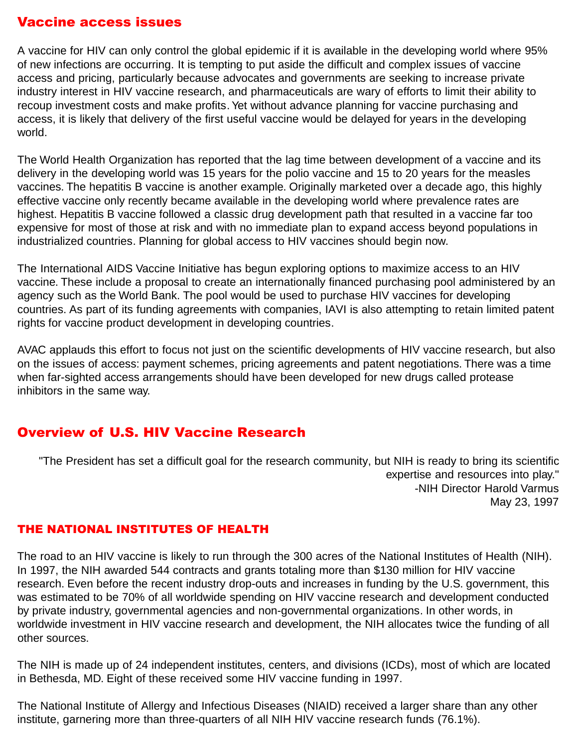## Vaccine access issues

A vaccine for HIV can only control the global epidemic if it is available in the developing world where 95% of new infections are occurring. It is tempting to put aside the difficult and complex issues of vaccine access and pricing, particularly because advocates and governments are seeking to increase private industry interest in HIV vaccine research, and pharmaceuticals are wary of efforts to limit their ability to recoup investment costs and make profits. Yet without advance planning for vaccine purchasing and access, it is likely that delivery of the first useful vaccine would be delayed for years in the developing world.

The World Health Organization has reported that the lag time between development of a vaccine and its delivery in the developing world was 15 years for the polio vaccine and 15 to 20 years for the measles vaccines. The hepatitis B vaccine is another example. Originally marketed over a decade ago, this highly effective vaccine only recently became available in the developing world where prevalence rates are highest. Hepatitis B vaccine followed a classic drug development path that resulted in a vaccine far too expensive for most of those at risk and with no immediate plan to expand access beyond populations in industrialized countries. Planning for global access to HIV vaccines should begin now.

The International AIDS Vaccine Initiative has begun exploring options to maximize access to an HIV vaccine. These include a proposal to create an internationally financed purchasing pool administered by an agency such as the World Bank. The pool would be used to purchase HIV vaccines for developing countries. As part of its funding agreements with companies, IAVI is also attempting to retain limited patent rights for vaccine product development in developing countries.

AVAC applauds this effort to focus not just on the scientific developments of HIV vaccine research, but also on the issues of access: payment schemes, pricing agreements and patent negotiations. There was a time when far-sighted access arrangements should have been developed for new drugs called protease inhibitors in the same way.

## Overview of U.S. HIV Vaccine Research

> "The President has set a difficult goal for the research community, but NIH is ready to bring its scientific expertise and resources into play."
>
> -NIH Director Harold Varmus
>
> May 23, 1997

### THE NATIONAL INSTITUTES OF HEALTH

The road to an HIV vaccine is likely to run through the 300 acres of the National Institutes of Health (NIH). In 1997, the NIH awarded 544 contracts and grants totaling more than $130 million for HIV vaccine research. Even before the recent industry drop-outs and increases in funding by the U.S. government, this was estimated to be 70% of all worldwide spending on HIV vaccine research and development conducted by private industry, governmental agencies and non-governmental organizations. In other words, in worldwide investment in HIV vaccine research and development, the NIH allocates twice the funding of all other sources.

The NIH is made up of 24 independent institutes, centers, and divisions (ICDs), most of which are located in Bethesda, MD. Eight of these received some HIV vaccine funding in 1997.

The National Institute of Allergy and Infectious Diseases (NIAID) received a larger share than any other institute, garnering more than three-quarters of all NIH HIV vaccine research funds (76.1%).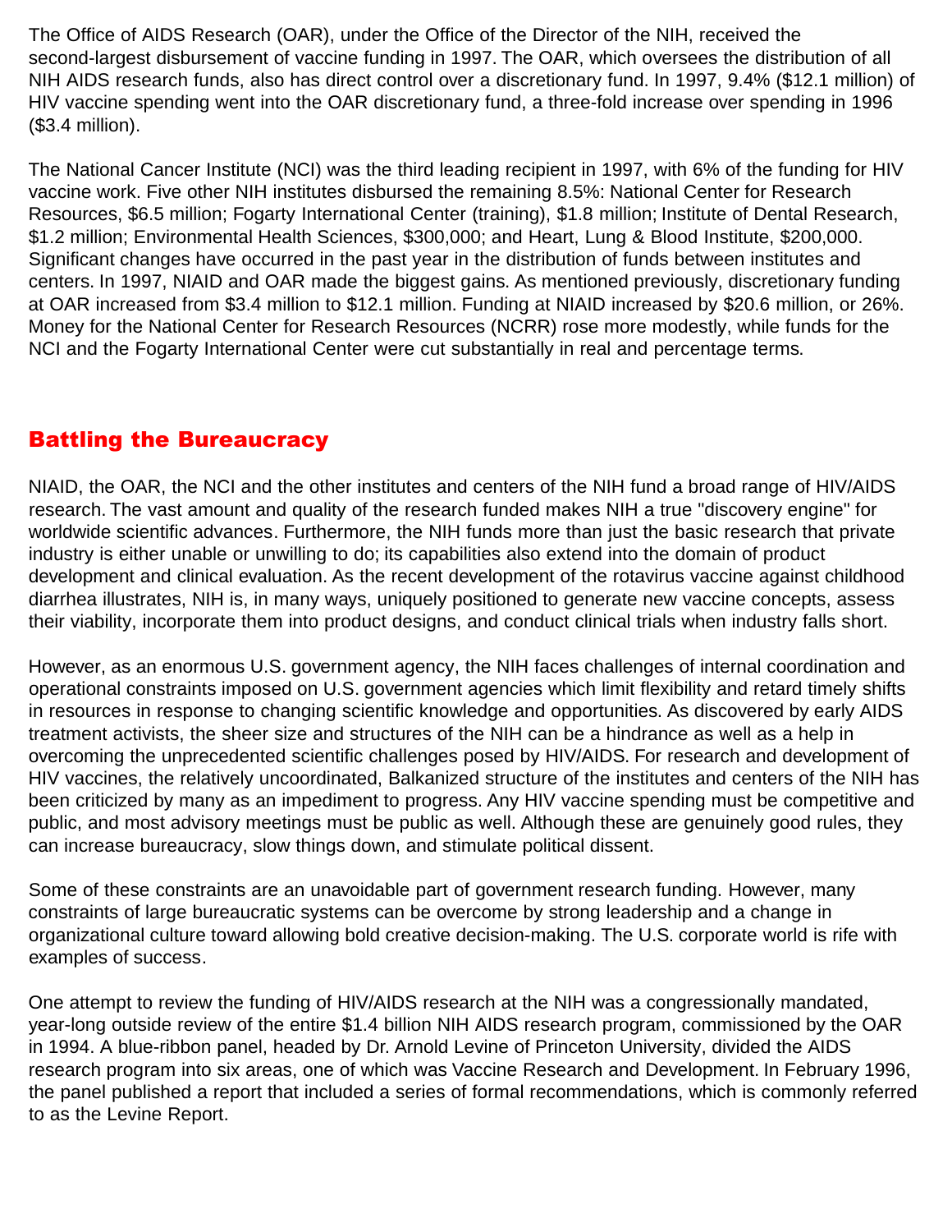The Office of AIDS Research (OAR), under the Office of the Director of the NIH, received the second-largest disbursement of vaccine funding in 1997. The OAR, which oversees the distribution of all NIH AIDS research funds, also has direct control over a discretionary fund. In 1997, 9.4% ($12.1 million) of HIV vaccine spending went into the OAR discretionary fund, a three-fold increase over spending in 1996 ($3.4 million).

The National Cancer Institute (NCI) was the third leading recipient in 1997, with 6% of the funding for HIV vaccine work. Five other NIH institutes disbursed the remaining 8.5%: National Center for Research Resources, $6.5 million; Fogarty International Center (training), $1.8 million; Institute of Dental Research, $1.2 million; Environmental Health Sciences, $300,000; and Heart, Lung & Blood Institute, $200,000. Significant changes have occurred in the past year in the distribution of funds between institutes and centers. In 1997, NIAID and OAR made the biggest gains. As mentioned previously, discretionary funding at OAR increased from $3.4 million to $12.1 million. Funding at NIAID increased by $20.6 million, or 26%. Money for the National Center for Research Resources (NCRR) rose more modestly, while funds for the NCI and the Fogarty International Center were cut substantially in real and percentage terms.

## Battling the Bureaucracy

NIAID, the OAR, the NCI and the other institutes and centers of the NIH fund a broad range of HIV/AIDS research. The vast amount and quality of the research funded makes NIH a true "discovery engine" for worldwide scientific advances. Furthermore, the NIH funds more than just the basic research that private industry is either unable or unwilling to do; its capabilities also extend into the domain of product development and clinical evaluation. As the recent development of the rotavirus vaccine against childhood diarrhea illustrates, NIH is, in many ways, uniquely positioned to generate new vaccine concepts, assess their viability, incorporate them into product designs, and conduct clinical trials when industry falls short.

However, as an enormous U.S. government agency, the NIH faces challenges of internal coordination and operational constraints imposed on U.S. government agencies which limit flexibility and retard timely shifts in resources in response to changing scientific knowledge and opportunities. As discovered by early AIDS treatment activists, the sheer size and structures of the NIH can be a hindrance as well as a help in overcoming the unprecedented scientific challenges posed by HIV/AIDS. For research and development of HIV vaccines, the relatively uncoordinated, Balkanized structure of the institutes and centers of the NIH has been criticized by many as an impediment to progress. Any HIV vaccine spending must be competitive and public, and most advisory meetings must be public as well. Although these are genuinely good rules, they can increase bureaucracy, slow things down, and stimulate political dissent.

Some of these constraints are an unavoidable part of government research funding. However, many constraints of large bureaucratic systems can be overcome by strong leadership and a change in organizational culture toward allowing bold creative decision-making. The U.S. corporate world is rife with examples of success.

One attempt to review the funding of HIV/AIDS research at the NIH was a congressionally mandated, year-long outside review of the entire $1.4 billion NIH AIDS research program, commissioned by the OAR in 1994. A blue-ribbon panel, headed by Dr. Arnold Levine of Princeton University, divided the AIDS research program into six areas, one of which was Vaccine Research and Development. In February 1996, the panel published a report that included a series of formal recommendations, which is commonly referred to as the Levine Report.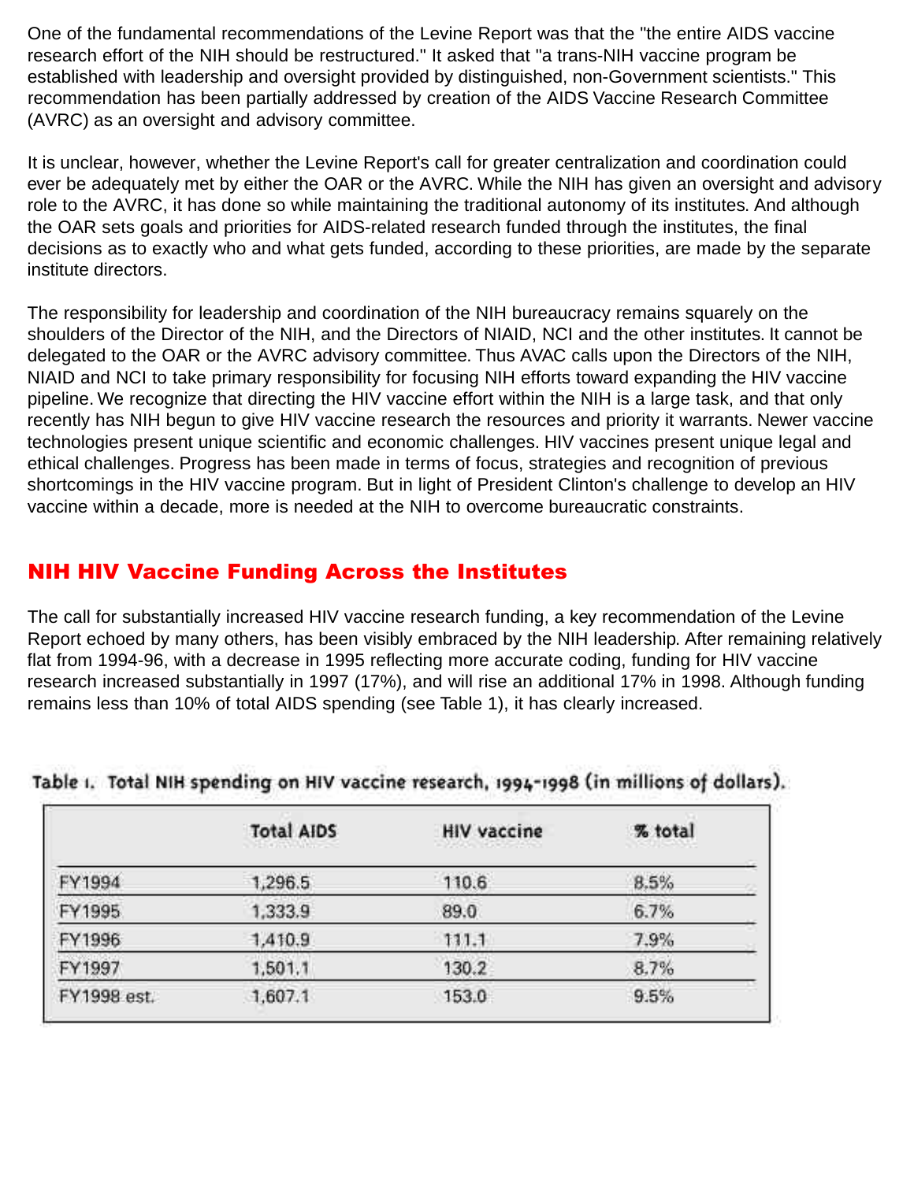One of the fundamental recommendations of the Levine Report was that the "the entire AIDS vaccine research effort of the NIH should be restructured." It asked that "a trans-NIH vaccine program be established with leadership and oversight provided by distinguished, non-Government scientists." This recommendation has been partially addressed by creation of the AIDS Vaccine Research Committee (AVRC) as an oversight and advisory committee.

It is unclear, however, whether the Levine Report's call for greater centralization and coordination could ever be adequately met by either the OAR or the AVRC. While the NIH has given an oversight and advisory role to the AVRC, it has done so while maintaining the traditional autonomy of its institutes. And although the OAR sets goals and priorities for AIDS-related research funded through the institutes, the final decisions as to exactly who and what gets funded, according to these priorities, are made by the separate institute directors.

The responsibility for leadership and coordination of the NIH bureaucracy remains squarely on the shoulders of the Director of the NIH, and the Directors of NIAID, NCI and the other institutes. It cannot be delegated to the OAR or the AVRC advisory committee. Thus AVAC calls upon the Directors of the NIH, NIAID and NCI to take primary responsibility for focusing NIH efforts toward expanding the HIV vaccine pipeline. We recognize that directing the HIV vaccine effort within the NIH is a large task, and that only recently has NIH begun to give HIV vaccine research the resources and priority it warrants. Newer vaccine technologies present unique scientific and economic challenges. HIV vaccines present unique legal and ethical challenges. Progress has been made in terms of focus, strategies and recognition of previous shortcomings in the HIV vaccine program. But in light of President Clinton's challenge to develop an HIV vaccine within a decade, more is needed at the NIH to overcome bureaucratic constraints.

## NIH HIV Vaccine Funding Across the Institutes

The call for substantially increased HIV vaccine research funding, a key recommendation of the Levine Report echoed by many others, has been visibly embraced by the NIH leadership. After remaining relatively flat from 1994-96, with a decrease in 1995 reflecting more accurate coding, funding for HIV vaccine research increased substantially in 1997 (17%), and will rise an additional 17% in 1998. Although funding remains less than 10% of total AIDS spending (see Table 1), it has clearly increased.

**Table 1. Total NIH spending on HIV vaccine research, 1994-1998 (in millions of dollars).**

| | Total AIDS | HIV vaccine | % total |
|---|---|---|---|
| FY1994 | 1,296.5 | 110.6 | 8.5% |
| FY1995 | 1,333.9 | 89.0 | 6.7% |
| FY1996 | 1,410.9 | 111.1 | 7.9% |
| FY1997 | 1,501.1 | 130.2 | 8.7% |
| FY1998 est. | 1,607.1 | 153.0 | 9.5% |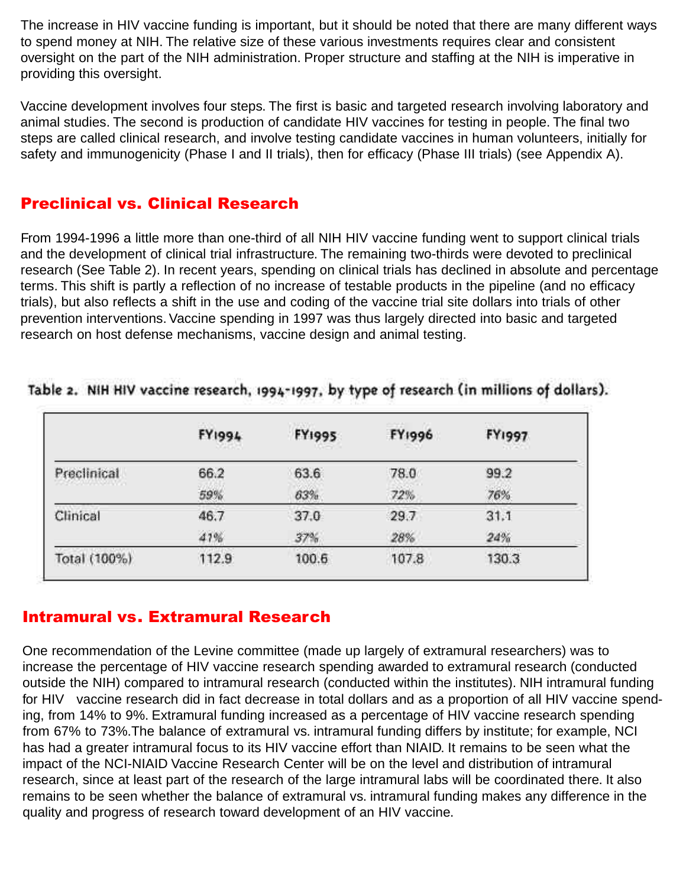The increase in HIV vaccine funding is important, but it should be noted that there are many different ways to spend money at NIH. The relative size of these various investments requires clear and consistent oversight on the part of the NIH administration. Proper structure and staffing at the NIH is imperative in providing this oversight.

Vaccine development involves four steps. The first is basic and targeted research involving laboratory and animal studies. The second is production of candidate HIV vaccines for testing in people. The final two steps are called clinical research, and involve testing candidate vaccines in human volunteers, initially for safety and immunogenicity (Phase I and II trials), then for efficacy (Phase III trials) (see Appendix A).

## Preclinical vs. Clinical Research

From 1994-1996 a little more than one-third of all NIH HIV vaccine funding went to support clinical trials and the development of clinical trial infrastructure. The remaining two-thirds were devoted to preclinical research (See Table 2). In recent years, spending on clinical trials has declined in absolute and percentage terms. This shift is partly a reflection of no increase of testable products in the pipeline (and no efficacy trials), but also reflects a shift in the use and coding of the vaccine trial site dollars into trials of other prevention interventions. Vaccine spending in 1997 was thus largely directed into basic and targeted research on host defense mechanisms, vaccine design and animal testing.

**Table 2. NIH HIV vaccine research, 1994-1997, by type of research (in millions of dollars).**

| | FY1994 | FY1995 | FY1996 | FY1997 |
|---|---|---|---|---|
| Preclinical | 66.2 | 63.6 | 78.0 | 99.2 |
| | *59%* | *63%* | *72%* | *76%* |
| Clinical | 46.7 | 37.0 | 29.7 | 31.1 |
| | *41%* | *37%* | *28%* | *24%* |
| Total (100%) | 112.9 | 100.6 | 107.8 | 130.3 |

## Intramural vs. Extramural Research

One recommendation of the Levine committee (made up largely of extramural researchers) was to increase the percentage of HIV vaccine research spending awarded to extramural research (conducted outside the NIH) compared to intramural research (conducted within the institutes). NIH intramural funding for HIV vaccine research did in fact decrease in total dollars and as a proportion of all HIV vaccine spending, from 14% to 9%. Extramural funding increased as a percentage of HIV vaccine research spending from 67% to 73%.The balance of extramural vs. intramural funding differs by institute; for example, NCI has had a greater intramural focus to its HIV vaccine effort than NIAID. It remains to be seen what the impact of the NCI-NIAID Vaccine Research Center will be on the level and distribution of intramural research, since at least part of the research of the large intramural labs will be coordinated there. It also remains to be seen whether the balance of extramural vs. intramural funding makes any difference in the quality and progress of research toward development of an HIV vaccine.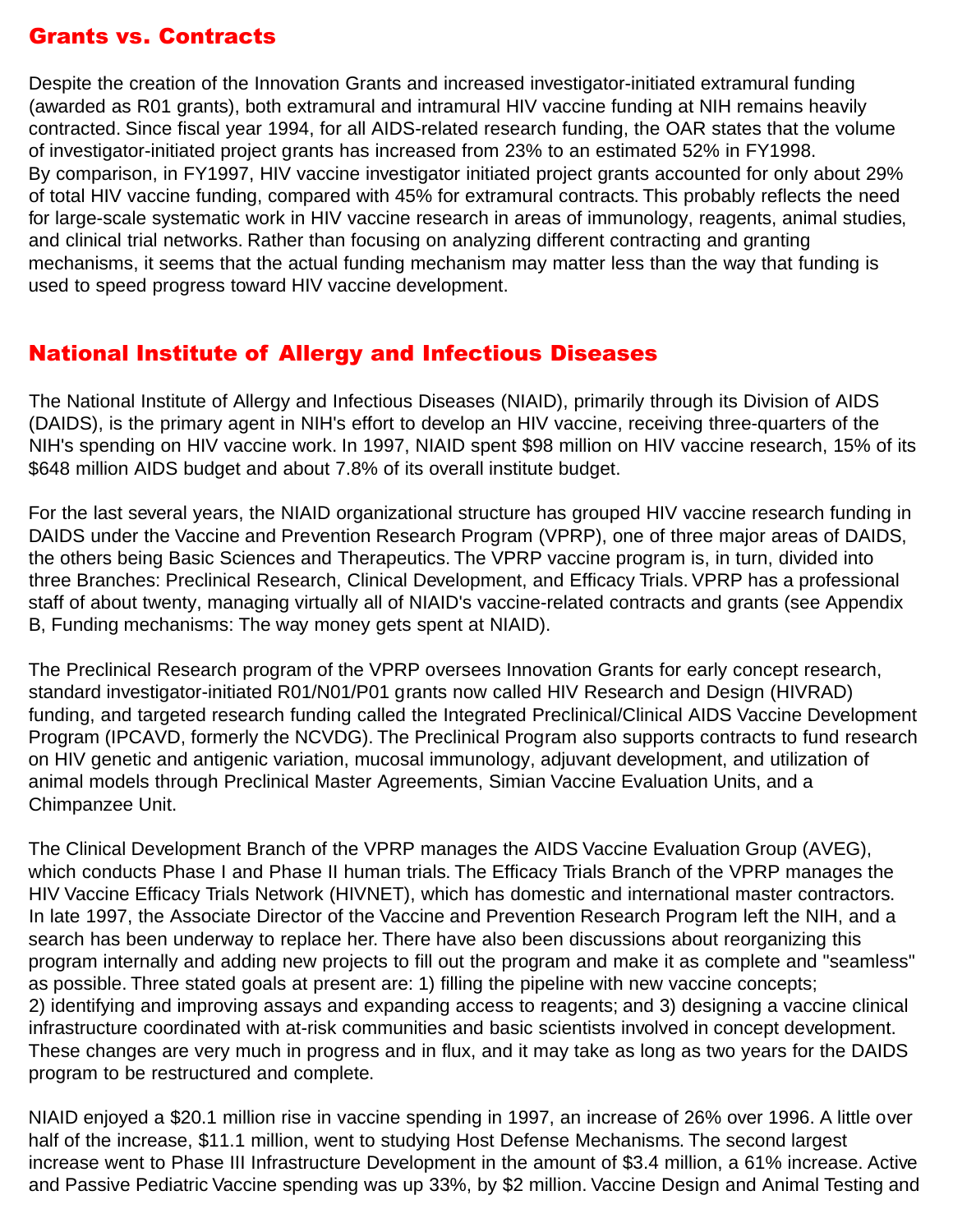## Grants vs. Contracts

Despite the creation of the Innovation Grants and increased investigator-initiated extramural funding (awarded as R01 grants), both extramural and intramural HIV vaccine funding at NIH remains heavily contracted. Since fiscal year 1994, for all AIDS-related research funding, the OAR states that the volume of investigator-initiated project grants has increased from 23% to an estimated 52% in FY1998. By comparison, in FY1997, HIV vaccine investigator initiated project grants accounted for only about 29% of total HIV vaccine funding, compared with 45% for extramural contracts. This probably reflects the need for large-scale systematic work in HIV vaccine research in areas of immunology, reagents, animal studies, and clinical trial networks. Rather than focusing on analyzing different contracting and granting mechanisms, it seems that the actual funding mechanism may matter less than the way that funding is used to speed progress toward HIV vaccine development.

## National Institute of Allergy and Infectious Diseases

The National Institute of Allergy and Infectious Diseases (NIAID), primarily through its Division of AIDS (DAIDS), is the primary agent in NIH's effort to develop an HIV vaccine, receiving three-quarters of the NIH's spending on HIV vaccine work. In 1997, NIAID spent $98 million on HIV vaccine research, 15% of its $648 million AIDS budget and about 7.8% of its overall institute budget.

For the last several years, the NIAID organizational structure has grouped HIV vaccine research funding in DAIDS under the Vaccine and Prevention Research Program (VPRP), one of three major areas of DAIDS, the others being Basic Sciences and Therapeutics. The VPRP vaccine program is, in turn, divided into three Branches: Preclinical Research, Clinical Development, and Efficacy Trials. VPRP has a professional staff of about twenty, managing virtually all of NIAID's vaccine-related contracts and grants (see Appendix B, Funding mechanisms: The way money gets spent at NIAID).

The Preclinical Research program of the VPRP oversees Innovation Grants for early concept research, standard investigator-initiated R01/N01/P01 grants now called HIV Research and Design (HIVRAD) funding, and targeted research funding called the Integrated Preclinical/Clinical AIDS Vaccine Development Program (IPCAVD, formerly the NCVDG). The Preclinical Program also supports contracts to fund research on HIV genetic and antigenic variation, mucosal immunology, adjuvant development, and utilization of animal models through Preclinical Master Agreements, Simian Vaccine Evaluation Units, and a Chimpanzee Unit.

The Clinical Development Branch of the VPRP manages the AIDS Vaccine Evaluation Group (AVEG), which conducts Phase I and Phase II human trials. The Efficacy Trials Branch of the VPRP manages the HIV Vaccine Efficacy Trials Network (HIVNET), which has domestic and international master contractors. In late 1997, the Associate Director of the Vaccine and Prevention Research Program left the NIH, and a search has been underway to replace her. There have also been discussions about reorganizing this program internally and adding new projects to fill out the program and make it as complete and "seamless" as possible. Three stated goals at present are: 1) filling the pipeline with new vaccine concepts; 2) identifying and improving assays and expanding access to reagents; and 3) designing a vaccine clinical infrastructure coordinated with at-risk communities and basic scientists involved in concept development. These changes are very much in progress and in flux, and it may take as long as two years for the DAIDS program to be restructured and complete.

NIAID enjoyed a $20.1 million rise in vaccine spending in 1997, an increase of 26% over 1996. A little over half of the increase, $11.1 million, went to studying Host Defense Mechanisms. The second largest increase went to Phase III Infrastructure Development in the amount of $3.4 million, a 61% increase. Active and Passive Pediatric Vaccine spending was up 33%, by $2 million. Vaccine Design and Animal Testing and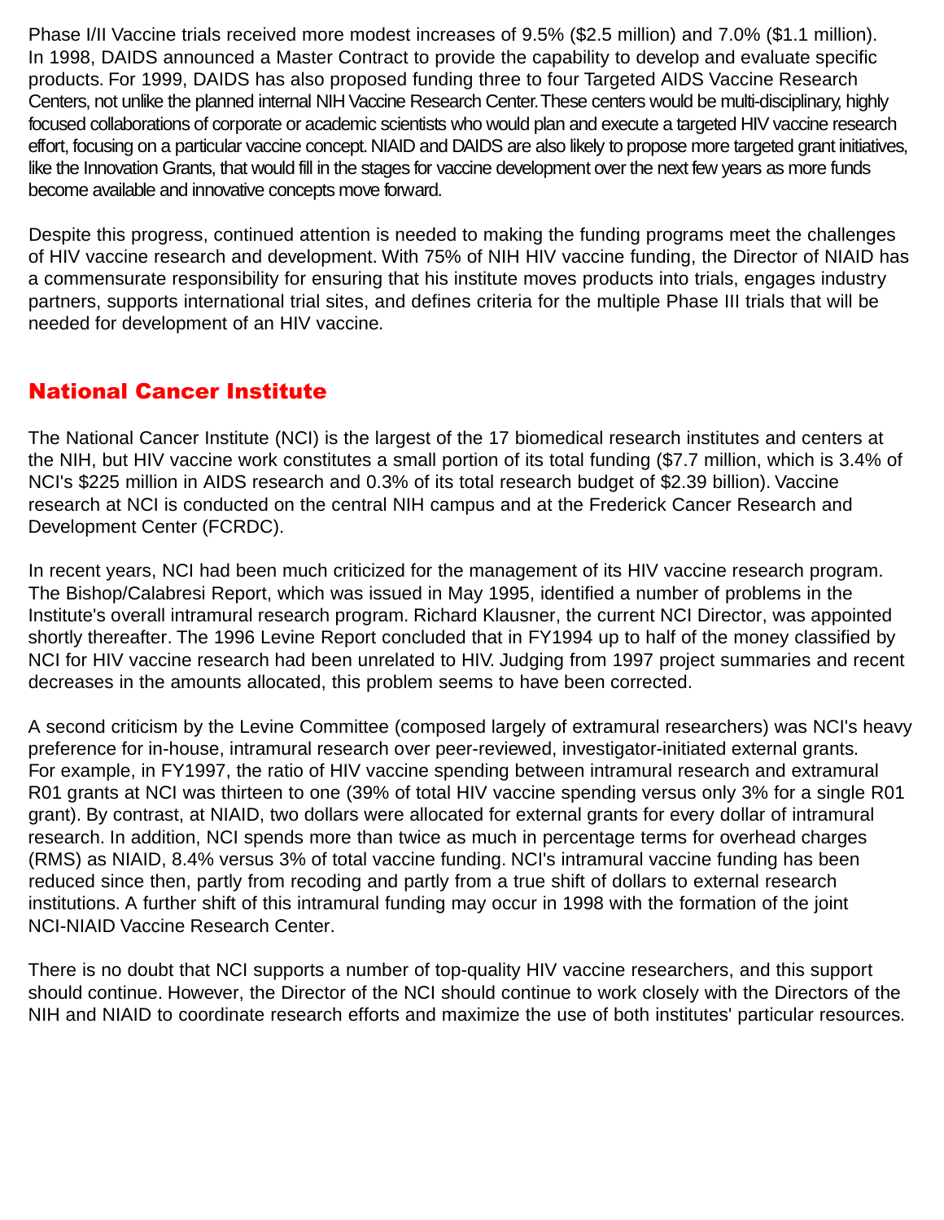Phase I/II Vaccine trials received more modest increases of 9.5% ($2.5 million) and 7.0% ($1.1 million). In 1998, DAIDS announced a Master Contract to provide the capability to develop and evaluate specific products. For 1999, DAIDS has also proposed funding three to four Targeted AIDS Vaccine Research Centers, not unlike the planned internal NIH Vaccine Research Center. These centers would be multi-disciplinary, highly focused collaborations of corporate or academic scientists who would plan and execute a targeted HIV vaccine research effort, focusing on a particular vaccine concept. NIAID and DAIDS are also likely to propose more targeted grant initiatives, like the Innovation Grants, that would fill in the stages for vaccine development over the next few years as more funds become available and innovative concepts move forward.

Despite this progress, continued attention is needed to making the funding programs meet the challenges of HIV vaccine research and development. With 75% of NIH HIV vaccine funding, the Director of NIAID has a commensurate responsibility for ensuring that his institute moves products into trials, engages industry partners, supports international trial sites, and defines criteria for the multiple Phase III trials that will be needed for development of an HIV vaccine.

## National Cancer Institute

The National Cancer Institute (NCI) is the largest of the 17 biomedical research institutes and centers at the NIH, but HIV vaccine work constitutes a small portion of its total funding ($7.7 million, which is 3.4% of NCI's $225 million in AIDS research and 0.3% of its total research budget of $2.39 billion). Vaccine research at NCI is conducted on the central NIH campus and at the Frederick Cancer Research and Development Center (FCRDC).

In recent years, NCI had been much criticized for the management of its HIV vaccine research program. The Bishop/Calabresi Report, which was issued in May 1995, identified a number of problems in the Institute's overall intramural research program. Richard Klausner, the current NCI Director, was appointed shortly thereafter. The 1996 Levine Report concluded that in FY1994 up to half of the money classified by NCI for HIV vaccine research had been unrelated to HIV. Judging from 1997 project summaries and recent decreases in the amounts allocated, this problem seems to have been corrected.

A second criticism by the Levine Committee (composed largely of extramural researchers) was NCI's heavy preference for in-house, intramural research over peer-reviewed, investigator-initiated external grants. For example, in FY1997, the ratio of HIV vaccine spending between intramural research and extramural R01 grants at NCI was thirteen to one (39% of total HIV vaccine spending versus only 3% for a single R01 grant). By contrast, at NIAID, two dollars were allocated for external grants for every dollar of intramural research. In addition, NCI spends more than twice as much in percentage terms for overhead charges (RMS) as NIAID, 8.4% versus 3% of total vaccine funding. NCI's intramural vaccine funding has been reduced since then, partly from recoding and partly from a true shift of dollars to external research institutions. A further shift of this intramural funding may occur in 1998 with the formation of the joint NCI-NIAID Vaccine Research Center.

There is no doubt that NCI supports a number of top-quality HIV vaccine researchers, and this support should continue. However, the Director of the NCI should continue to work closely with the Directors of the NIH and NIAID to coordinate research efforts and maximize the use of both institutes' particular resources.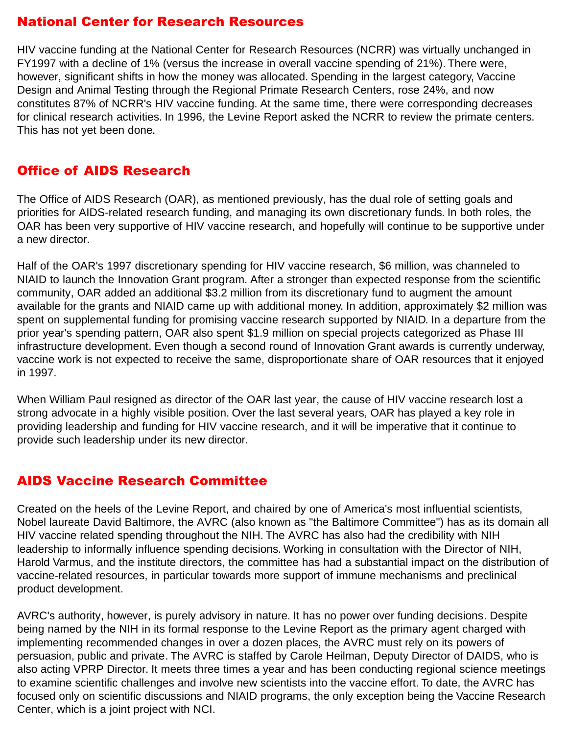## National Center for Research Resources

HIV vaccine funding at the National Center for Research Resources (NCRR) was virtually unchanged in FY1997 with a decline of 1% (versus the increase in overall vaccine spending of 21%). There were, however, significant shifts in how the money was allocated. Spending in the largest category, Vaccine Design and Animal Testing through the Regional Primate Research Centers, rose 24%, and now constitutes 87% of NCRR's HIV vaccine funding. At the same time, there were corresponding decreases for clinical research activities. In 1996, the Levine Report asked the NCRR to review the primate centers. This has not yet been done.

## Office of AIDS Research

The Office of AIDS Research (OAR), as mentioned previously, has the dual role of setting goals and priorities for AIDS-related research funding, and managing its own discretionary funds. In both roles, the OAR has been very supportive of HIV vaccine research, and hopefully will continue to be supportive under a new director.

Half of the OAR's 1997 discretionary spending for HIV vaccine research, $6 million, was channeled to NIAID to launch the Innovation Grant program. After a stronger than expected response from the scientific community, OAR added an additional $3.2 million from its discretionary fund to augment the amount available for the grants and NIAID came up with additional money. In addition, approximately $2 million was spent on supplemental funding for promising vaccine research supported by NIAID. In a departure from the prior year's spending pattern, OAR also spent $1.9 million on special projects categorized as Phase III infrastructure development. Even though a second round of Innovation Grant awards is currently underway, vaccine work is not expected to receive the same, disproportionate share of OAR resources that it enjoyed in 1997.

When William Paul resigned as director of the OAR last year, the cause of HIV vaccine research lost a strong advocate in a highly visible position. Over the last several years, OAR has played a key role in providing leadership and funding for HIV vaccine research, and it will be imperative that it continue to provide such leadership under its new director.

## AIDS Vaccine Research Committee

Created on the heels of the Levine Report, and chaired by one of America's most influential scientists, Nobel laureate David Baltimore, the AVRC (also known as "the Baltimore Committee") has as its domain all HIV vaccine related spending throughout the NIH. The AVRC has also had the credibility with NIH leadership to informally influence spending decisions. Working in consultation with the Director of NIH, Harold Varmus, and the institute directors, the committee has had a substantial impact on the distribution of vaccine-related resources, in particular towards more support of immune mechanisms and preclinical product development.

AVRC's authority, however, is purely advisory in nature. It has no power over funding decisions. Despite being named by the NIH in its formal response to the Levine Report as the primary agent charged with implementing recommended changes in over a dozen places, the AVRC must rely on its powers of persuasion, public and private. The AVRC is staffed by Carole Heilman, Deputy Director of DAIDS, who is also acting VPRP Director. It meets three times a year and has been conducting regional science meetings to examine scientific challenges and involve new scientists into the vaccine effort. To date, the AVRC has focused only on scientific discussions and NIAID programs, the only exception being the Vaccine Research Center, which is a joint project with NCI.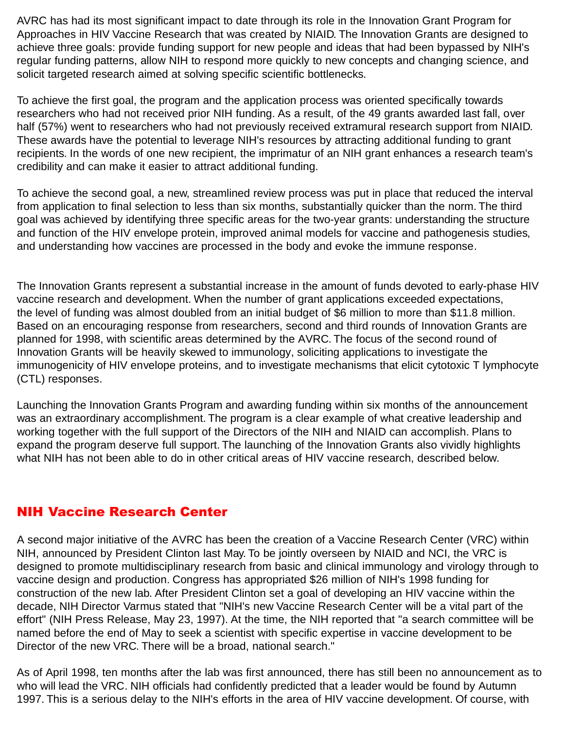AVRC has had its most significant impact to date through its role in the Innovation Grant Program for Approaches in HIV Vaccine Research that was created by NIAID. The Innovation Grants are designed to achieve three goals: provide funding support for new people and ideas that had been bypassed by NIH's regular funding patterns, allow NIH to respond more quickly to new concepts and changing science, and solicit targeted research aimed at solving specific scientific bottlenecks.

To achieve the first goal, the program and the application process was oriented specifically towards researchers who had not received prior NIH funding. As a result, of the 49 grants awarded last fall, over half (57%) went to researchers who had not previously received extramural research support from NIAID. These awards have the potential to leverage NIH's resources by attracting additional funding to grant recipients. In the words of one new recipient, the imprimatur of an NIH grant enhances a research team's credibility and can make it easier to attract additional funding.

To achieve the second goal, a new, streamlined review process was put in place that reduced the interval from application to final selection to less than six months, substantially quicker than the norm. The third goal was achieved by identifying three specific areas for the two-year grants: understanding the structure and function of the HIV envelope protein, improved animal models for vaccine and pathogenesis studies, and understanding how vaccines are processed in the body and evoke the immune response.

The Innovation Grants represent a substantial increase in the amount of funds devoted to early-phase HIV vaccine research and development. When the number of grant applications exceeded expectations, the level of funding was almost doubled from an initial budget of $6 million to more than $11.8 million. Based on an encouraging response from researchers, second and third rounds of Innovation Grants are planned for 1998, with scientific areas determined by the AVRC. The focus of the second round of Innovation Grants will be heavily skewed to immunology, soliciting applications to investigate the immunogenicity of HIV envelope proteins, and to investigate mechanisms that elicit cytotoxic T lymphocyte (CTL) responses.

Launching the Innovation Grants Program and awarding funding within six months of the announcement was an extraordinary accomplishment. The program is a clear example of what creative leadership and working together with the full support of the Directors of the NIH and NIAID can accomplish. Plans to expand the program deserve full support. The launching of the Innovation Grants also vividly highlights what NIH has not been able to do in other critical areas of HIV vaccine research, described below.

## NIH Vaccine Research Center

A second major initiative of the AVRC has been the creation of a Vaccine Research Center (VRC) within NIH, announced by President Clinton last May. To be jointly overseen by NIAID and NCI, the VRC is designed to promote multidisciplinary research from basic and clinical immunology and virology through to vaccine design and production. Congress has appropriated $26 million of NIH's 1998 funding for construction of the new lab. After President Clinton set a goal of developing an HIV vaccine within the decade, NIH Director Varmus stated that "NIH's new Vaccine Research Center will be a vital part of the effort" (NIH Press Release, May 23, 1997). At the time, the NIH reported that "a search committee will be named before the end of May to seek a scientist with specific expertise in vaccine development to be Director of the new VRC. There will be a broad, national search."

As of April 1998, ten months after the lab was first announced, there has still been no announcement as to who will lead the VRC. NIH officials had confidently predicted that a leader would be found by Autumn 1997. This is a serious delay to the NIH's efforts in the area of HIV vaccine development. Of course, with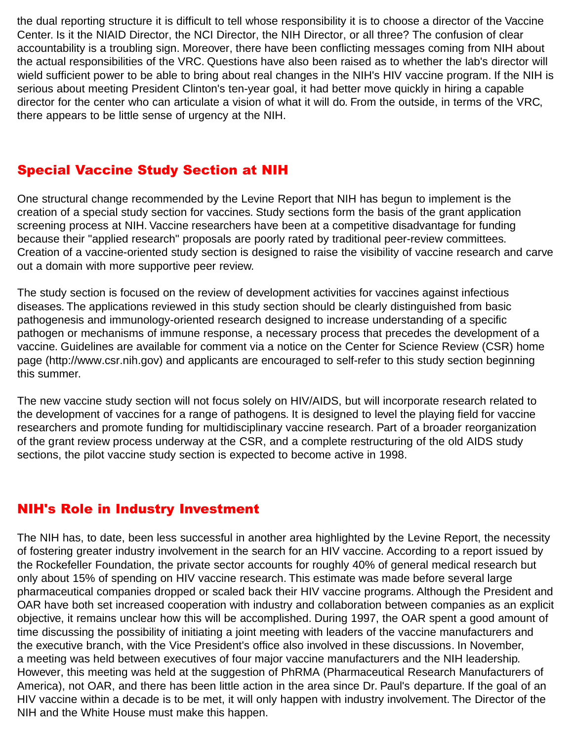the dual reporting structure it is difficult to tell whose responsibility it is to choose a director of the Vaccine Center. Is it the NIAID Director, the NCI Director, the NIH Director, or all three? The confusion of clear accountability is a troubling sign. Moreover, there have been conflicting messages coming from NIH about the actual responsibilities of the VRC. Questions have also been raised as to whether the lab's director will wield sufficient power to be able to bring about real changes in the NIH's HIV vaccine program. If the NIH is serious about meeting President Clinton's ten-year goal, it had better move quickly in hiring a capable director for the center who can articulate a vision of what it will do. From the outside, in terms of the VRC, there appears to be little sense of urgency at the NIH.

## Special Vaccine Study Section at NIH

One structural change recommended by the Levine Report that NIH has begun to implement is the creation of a special study section for vaccines. Study sections form the basis of the grant application screening process at NIH. Vaccine researchers have been at a competitive disadvantage for funding because their "applied research" proposals are poorly rated by traditional peer-review committees. Creation of a vaccine-oriented study section is designed to raise the visibility of vaccine research and carve out a domain with more supportive peer review.

The study section is focused on the review of development activities for vaccines against infectious diseases. The applications reviewed in this study section should be clearly distinguished from basic pathogenesis and immunology-oriented research designed to increase understanding of a specific pathogen or mechanisms of immune response, a necessary process that precedes the development of a vaccine. Guidelines are available for comment via a notice on the Center for Science Review (CSR) home page (http://www.csr.nih.gov) and applicants are encouraged to self-refer to this study section beginning this summer.

The new vaccine study section will not focus solely on HIV/AIDS, but will incorporate research related to the development of vaccines for a range of pathogens. It is designed to level the playing field for vaccine researchers and promote funding for multidisciplinary vaccine research. Part of a broader reorganization of the grant review process underway at the CSR, and a complete restructuring of the old AIDS study sections, the pilot vaccine study section is expected to become active in 1998.

## NIH's Role in Industry Investment

The NIH has, to date, been less successful in another area highlighted by the Levine Report, the necessity of fostering greater industry involvement in the search for an HIV vaccine. According to a report issued by the Rockefeller Foundation, the private sector accounts for roughly 40% of general medical research but only about 15% of spending on HIV vaccine research. This estimate was made before several large pharmaceutical companies dropped or scaled back their HIV vaccine programs. Although the President and OAR have both set increased cooperation with industry and collaboration between companies as an explicit objective, it remains unclear how this will be accomplished. During 1997, the OAR spent a good amount of time discussing the possibility of initiating a joint meeting with leaders of the vaccine manufacturers and the executive branch, with the Vice President's office also involved in these discussions. In November, a meeting was held between executives of four major vaccine manufacturers and the NIH leadership. However, this meeting was held at the suggestion of PhRMA (Pharmaceutical Research Manufacturers of America), not OAR, and there has been little action in the area since Dr. Paul's departure. If the goal of an HIV vaccine within a decade is to be met, it will only happen with industry involvement. The Director of the NIH and the White House must make this happen.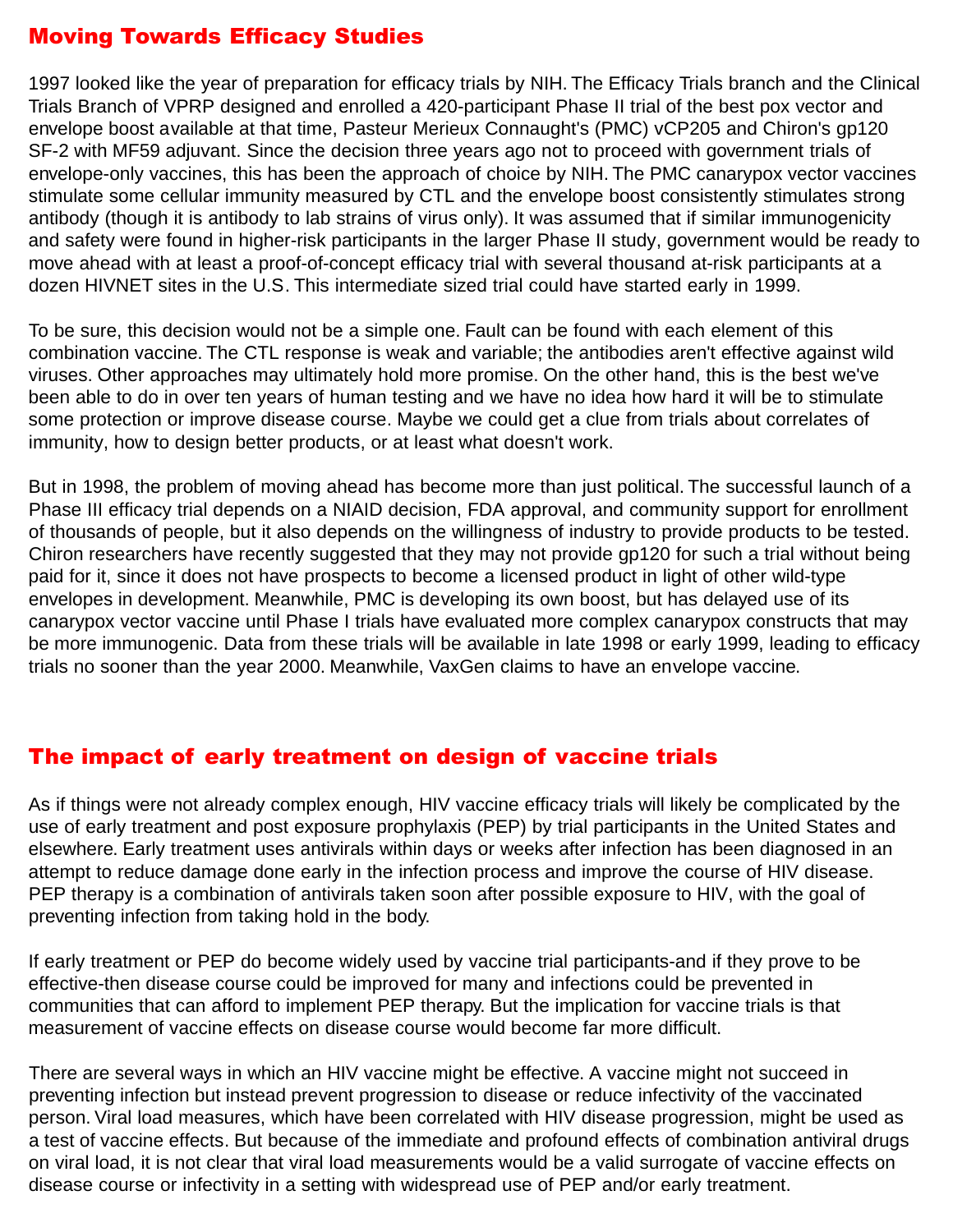## Moving Towards Efficacy Studies

1997 looked like the year of preparation for efficacy trials by NIH. The Efficacy Trials branch and the Clinical Trials Branch of VPRP designed and enrolled a 420-participant Phase II trial of the best pox vector and envelope boost available at that time, Pasteur Merieux Connaught's (PMC) vCP205 and Chiron's gp120 SF-2 with MF59 adjuvant. Since the decision three years ago not to proceed with government trials of envelope-only vaccines, this has been the approach of choice by NIH. The PMC canarypox vector vaccines stimulate some cellular immunity measured by CTL and the envelope boost consistently stimulates strong antibody (though it is antibody to lab strains of virus only). It was assumed that if similar immunogenicity and safety were found in higher-risk participants in the larger Phase II study, government would be ready to move ahead with at least a proof-of-concept efficacy trial with several thousand at-risk participants at a dozen HIVNET sites in the U.S. This intermediate sized trial could have started early in 1999.

To be sure, this decision would not be a simple one. Fault can be found with each element of this combination vaccine. The CTL response is weak and variable; the antibodies aren't effective against wild viruses. Other approaches may ultimately hold more promise. On the other hand, this is the best we've been able to do in over ten years of human testing and we have no idea how hard it will be to stimulate some protection or improve disease course. Maybe we could get a clue from trials about correlates of immunity, how to design better products, or at least what doesn't work.

But in 1998, the problem of moving ahead has become more than just political. The successful launch of a Phase III efficacy trial depends on a NIAID decision, FDA approval, and community support for enrollment of thousands of people, but it also depends on the willingness of industry to provide products to be tested. Chiron researchers have recently suggested that they may not provide gp120 for such a trial without being paid for it, since it does not have prospects to become a licensed product in light of other wild-type envelopes in development. Meanwhile, PMC is developing its own boost, but has delayed use of its canarypox vector vaccine until Phase I trials have evaluated more complex canarypox constructs that may be more immunogenic. Data from these trials will be available in late 1998 or early 1999, leading to efficacy trials no sooner than the year 2000. Meanwhile, VaxGen claims to have an envelope vaccine.

## The impact of early treatment on design of vaccine trials

As if things were not already complex enough, HIV vaccine efficacy trials will likely be complicated by the use of early treatment and post exposure prophylaxis (PEP) by trial participants in the United States and elsewhere. Early treatment uses antivirals within days or weeks after infection has been diagnosed in an attempt to reduce damage done early in the infection process and improve the course of HIV disease. PEP therapy is a combination of antivirals taken soon after possible exposure to HIV, with the goal of preventing infection from taking hold in the body.

If early treatment or PEP do become widely used by vaccine trial participants-and if they prove to be effective-then disease course could be improved for many and infections could be prevented in communities that can afford to implement PEP therapy. But the implication for vaccine trials is that measurement of vaccine effects on disease course would become far more difficult.

There are several ways in which an HIV vaccine might be effective. A vaccine might not succeed in preventing infection but instead prevent progression to disease or reduce infectivity of the vaccinated person. Viral load measures, which have been correlated with HIV disease progression, might be used as a test of vaccine effects. But because of the immediate and profound effects of combination antiviral drugs on viral load, it is not clear that viral load measurements would be a valid surrogate of vaccine effects on disease course or infectivity in a setting with widespread use of PEP and/or early treatment.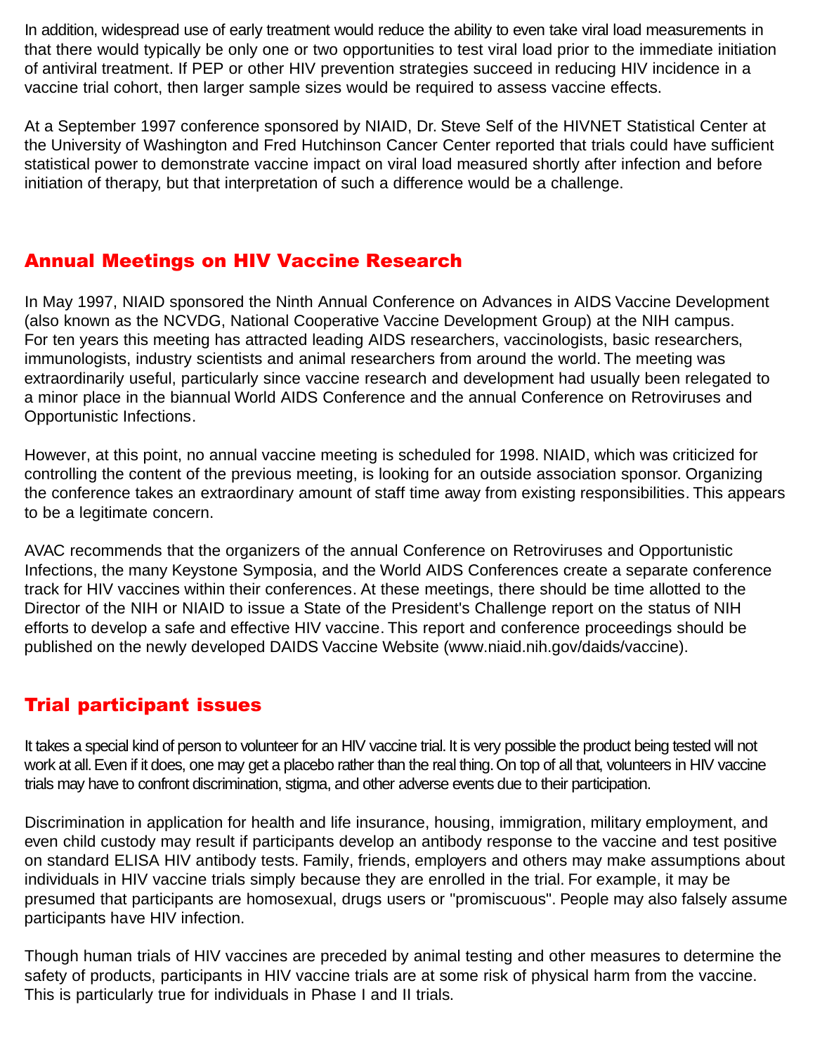In addition, widespread use of early treatment would reduce the ability to even take viral load measurements in that there would typically be only one or two opportunities to test viral load prior to the immediate initiation of antiviral treatment. If PEP or other HIV prevention strategies succeed in reducing HIV incidence in a vaccine trial cohort, then larger sample sizes would be required to assess vaccine effects.

At a September 1997 conference sponsored by NIAID, Dr. Steve Self of the HIVNET Statistical Center at the University of Washington and Fred Hutchinson Cancer Center reported that trials could have sufficient statistical power to demonstrate vaccine impact on viral load measured shortly after infection and before initiation of therapy, but that interpretation of such a difference would be a challenge.

## Annual Meetings on HIV Vaccine Research

In May 1997, NIAID sponsored the Ninth Annual Conference on Advances in AIDS Vaccine Development (also known as the NCVDG, National Cooperative Vaccine Development Group) at the NIH campus. For ten years this meeting has attracted leading AIDS researchers, vaccinologists, basic researchers, immunologists, industry scientists and animal researchers from around the world. The meeting was extraordinarily useful, particularly since vaccine research and development had usually been relegated to a minor place in the biannual World AIDS Conference and the annual Conference on Retroviruses and Opportunistic Infections.

However, at this point, no annual vaccine meeting is scheduled for 1998. NIAID, which was criticized for controlling the content of the previous meeting, is looking for an outside association sponsor. Organizing the conference takes an extraordinary amount of staff time away from existing responsibilities. This appears to be a legitimate concern.

AVAC recommends that the organizers of the annual Conference on Retroviruses and Opportunistic Infections, the many Keystone Symposia, and the World AIDS Conferences create a separate conference track for HIV vaccines within their conferences. At these meetings, there should be time allotted to the Director of the NIH or NIAID to issue a State of the President's Challenge report on the status of NIH efforts to develop a safe and effective HIV vaccine. This report and conference proceedings should be published on the newly developed DAIDS Vaccine Website (www.niaid.nih.gov/daids/vaccine).

## Trial participant issues

It takes a special kind of person to volunteer for an HIV vaccine trial. It is very possible the product being tested will not work at all. Even if it does, one may get a placebo rather than the real thing. On top of all that, volunteers in HIV vaccine trials may have to confront discrimination, stigma, and other adverse events due to their participation.

Discrimination in application for health and life insurance, housing, immigration, military employment, and even child custody may result if participants develop an antibody response to the vaccine and test positive on standard ELISA HIV antibody tests. Family, friends, employers and others may make assumptions about individuals in HIV vaccine trials simply because they are enrolled in the trial. For example, it may be presumed that participants are homosexual, drugs users or "promiscuous". People may also falsely assume participants have HIV infection.

Though human trials of HIV vaccines are preceded by animal testing and other measures to determine the safety of products, participants in HIV vaccine trials are at some risk of physical harm from the vaccine. This is particularly true for individuals in Phase I and II trials.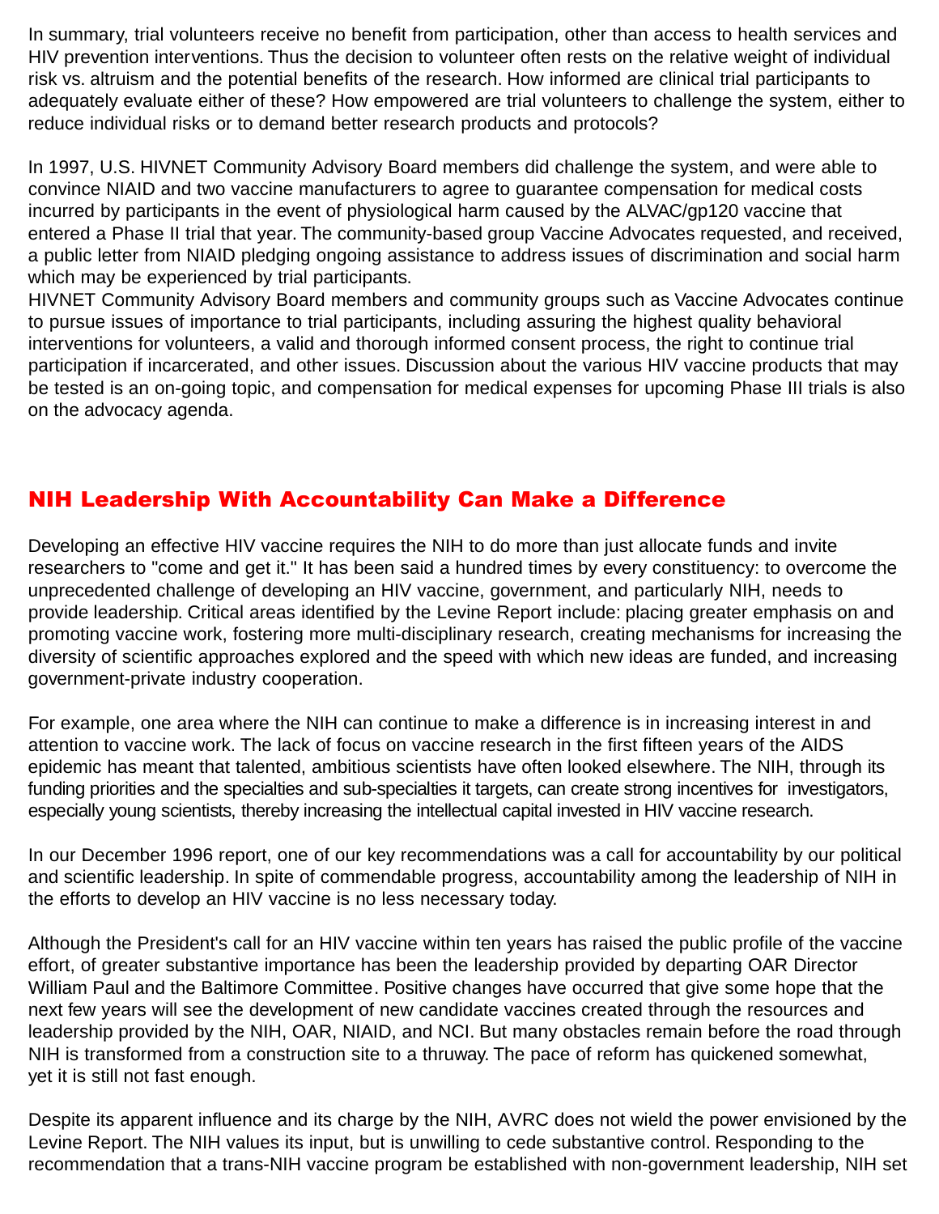In summary, trial volunteers receive no benefit from participation, other than access to health services and HIV prevention interventions. Thus the decision to volunteer often rests on the relative weight of individual risk vs. altruism and the potential benefits of the research. How informed are clinical trial participants to adequately evaluate either of these? How empowered are trial volunteers to challenge the system, either to reduce individual risks or to demand better research products and protocols?

In 1997, U.S. HIVNET Community Advisory Board members did challenge the system, and were able to convince NIAID and two vaccine manufacturers to agree to guarantee compensation for medical costs incurred by participants in the event of physiological harm caused by the ALVAC/gp120 vaccine that entered a Phase II trial that year. The community-based group Vaccine Advocates requested, and received, a public letter from NIAID pledging ongoing assistance to address issues of discrimination and social harm which may be experienced by trial participants.

HIVNET Community Advisory Board members and community groups such as Vaccine Advocates continue to pursue issues of importance to trial participants, including assuring the highest quality behavioral interventions for volunteers, a valid and thorough informed consent process, the right to continue trial participation if incarcerated, and other issues. Discussion about the various HIV vaccine products that may be tested is an on-going topic, and compensation for medical expenses for upcoming Phase III trials is also on the advocacy agenda.

## NIH Leadership With Accountability Can Make a Difference

Developing an effective HIV vaccine requires the NIH to do more than just allocate funds and invite researchers to "come and get it." It has been said a hundred times by every constituency: to overcome the unprecedented challenge of developing an HIV vaccine, government, and particularly NIH, needs to provide leadership. Critical areas identified by the Levine Report include: placing greater emphasis on and promoting vaccine work, fostering more multi-disciplinary research, creating mechanisms for increasing the diversity of scientific approaches explored and the speed with which new ideas are funded, and increasing government-private industry cooperation.

For example, one area where the NIH can continue to make a difference is in increasing interest in and attention to vaccine work. The lack of focus on vaccine research in the first fifteen years of the AIDS epidemic has meant that talented, ambitious scientists have often looked elsewhere. The NIH, through its funding priorities and the specialties and sub-specialties it targets, can create strong incentives for investigators, especially young scientists, thereby increasing the intellectual capital invested in HIV vaccine research.

In our December 1996 report, one of our key recommendations was a call for accountability by our political and scientific leadership. In spite of commendable progress, accountability among the leadership of NIH in the efforts to develop an HIV vaccine is no less necessary today.

Although the President's call for an HIV vaccine within ten years has raised the public profile of the vaccine effort, of greater substantive importance has been the leadership provided by departing OAR Director William Paul and the Baltimore Committee. Positive changes have occurred that give some hope that the next few years will see the development of new candidate vaccines created through the resources and leadership provided by the NIH, OAR, NIAID, and NCI. But many obstacles remain before the road through NIH is transformed from a construction site to a thruway. The pace of reform has quickened somewhat, yet it is still not fast enough.

Despite its apparent influence and its charge by the NIH, AVRC does not wield the power envisioned by the Levine Report. The NIH values its input, but is unwilling to cede substantive control. Responding to the recommendation that a trans-NIH vaccine program be established with non-government leadership, NIH set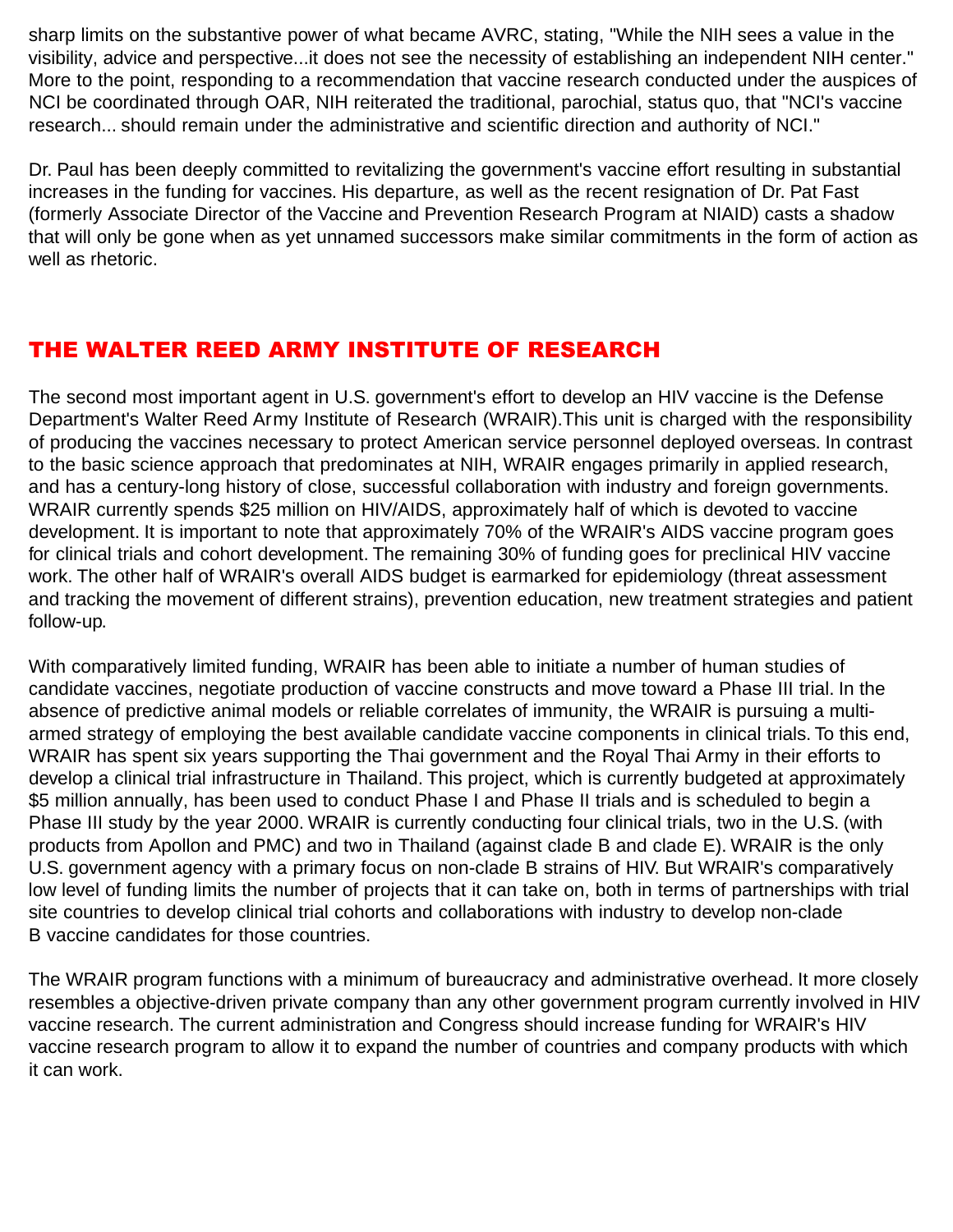sharp limits on the substantive power of what became AVRC, stating, "While the NIH sees a value in the visibility, advice and perspective...it does not see the necessity of establishing an independent NIH center." More to the point, responding to a recommendation that vaccine research conducted under the auspices of NCI be coordinated through OAR, NIH reiterated the traditional, parochial, status quo, that "NCI's vaccine research... should remain under the administrative and scientific direction and authority of NCI."

Dr. Paul has been deeply committed to revitalizing the government's vaccine effort resulting in substantial increases in the funding for vaccines. His departure, as well as the recent resignation of Dr. Pat Fast (formerly Associate Director of the Vaccine and Prevention Research Program at NIAID) casts a shadow that will only be gone when as yet unnamed successors make similar commitments in the form of action as well as rhetoric.

## THE WALTER REED ARMY INSTITUTE OF RESEARCH

The second most important agent in U.S. government's effort to develop an HIV vaccine is the Defense Department's Walter Reed Army Institute of Research (WRAIR).This unit is charged with the responsibility of producing the vaccines necessary to protect American service personnel deployed overseas. In contrast to the basic science approach that predominates at NIH, WRAIR engages primarily in applied research, and has a century-long history of close, successful collaboration with industry and foreign governments. WRAIR currently spends $25 million on HIV/AIDS, approximately half of which is devoted to vaccine development. It is important to note that approximately 70% of the WRAIR's AIDS vaccine program goes for clinical trials and cohort development. The remaining 30% of funding goes for preclinical HIV vaccine work. The other half of WRAIR's overall AIDS budget is earmarked for epidemiology (threat assessment and tracking the movement of different strains), prevention education, new treatment strategies and patient follow-up.

With comparatively limited funding, WRAIR has been able to initiate a number of human studies of candidate vaccines, negotiate production of vaccine constructs and move toward a Phase III trial. In the absence of predictive animal models or reliable correlates of immunity, the WRAIR is pursuing a multi-armed strategy of employing the best available candidate vaccine components in clinical trials. To this end, WRAIR has spent six years supporting the Thai government and the Royal Thai Army in their efforts to develop a clinical trial infrastructure in Thailand. This project, which is currently budgeted at approximately $5 million annually, has been used to conduct Phase I and Phase II trials and is scheduled to begin a Phase III study by the year 2000. WRAIR is currently conducting four clinical trials, two in the U.S. (with products from Apollon and PMC) and two in Thailand (against clade B and clade E). WRAIR is the only U.S. government agency with a primary focus on non-clade B strains of HIV. But WRAIR's comparatively low level of funding limits the number of projects that it can take on, both in terms of partnerships with trial site countries to develop clinical trial cohorts and collaborations with industry to develop non-clade B vaccine candidates for those countries.

The WRAIR program functions with a minimum of bureaucracy and administrative overhead. It more closely resembles a objective-driven private company than any other government program currently involved in HIV vaccine research. The current administration and Congress should increase funding for WRAIR's HIV vaccine research program to allow it to expand the number of countries and company products with which it can work.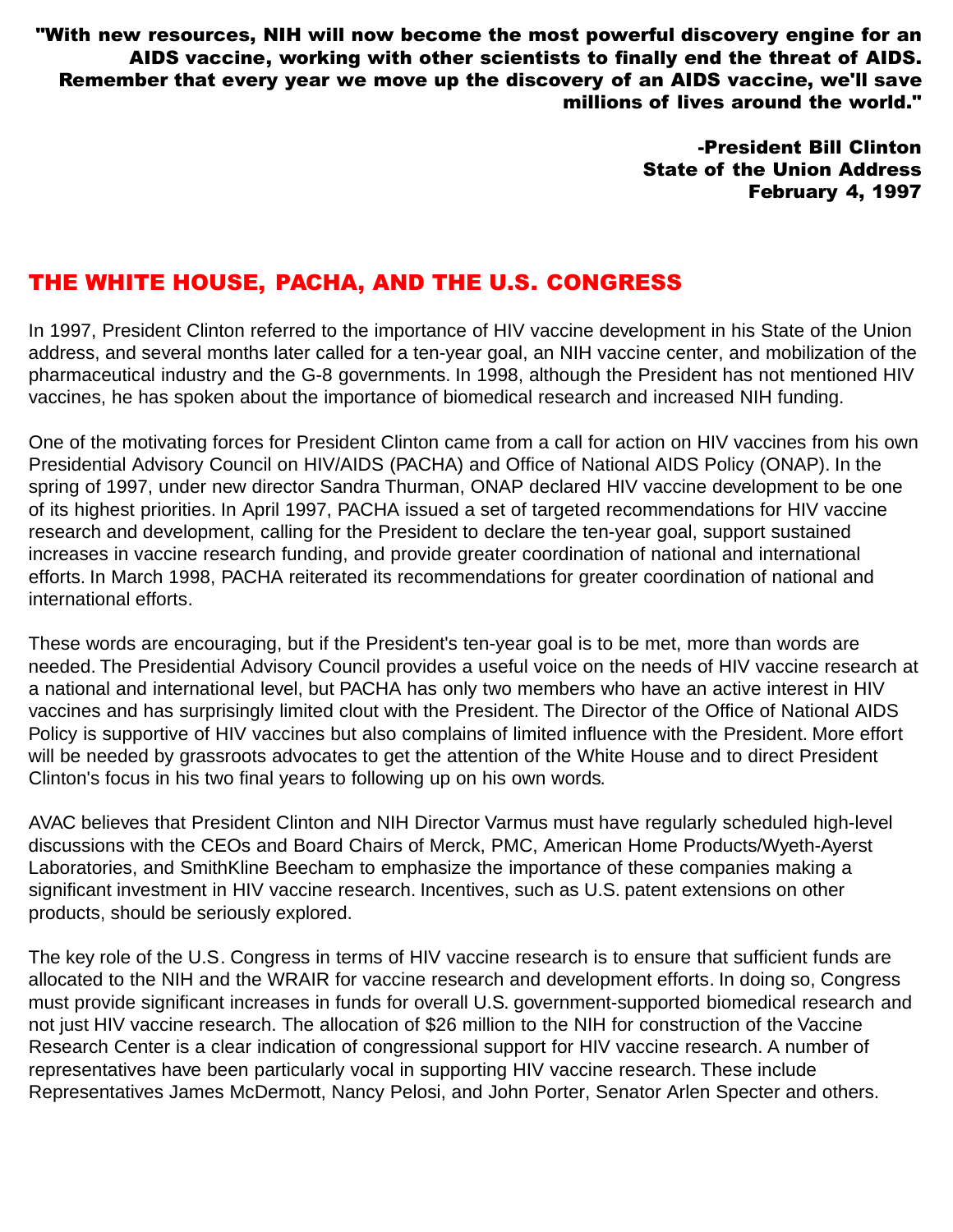**"With new resources, NIH will now become the most powerful discovery engine for an AIDS vaccine, working with other scientists to finally end the threat of AIDS. Remember that every year we move up the discovery of an AIDS vaccine, we'll save millions of lives around the world."**

**-President Bill Clinton**
**State of the Union Address**
**February 4, 1997**

## THE WHITE HOUSE, PACHA, AND THE U.S. CONGRESS

In 1997, President Clinton referred to the importance of HIV vaccine development in his State of the Union address, and several months later called for a ten-year goal, an NIH vaccine center, and mobilization of the pharmaceutical industry and the G-8 governments. In 1998, although the President has not mentioned HIV vaccines, he has spoken about the importance of biomedical research and increased NIH funding.

One of the motivating forces for President Clinton came from a call for action on HIV vaccines from his own Presidential Advisory Council on HIV/AIDS (PACHA) and Office of National AIDS Policy (ONAP). In the spring of 1997, under new director Sandra Thurman, ONAP declared HIV vaccine development to be one of its highest priorities. In April 1997, PACHA issued a set of targeted recommendations for HIV vaccine research and development, calling for the President to declare the ten-year goal, support sustained increases in vaccine research funding, and provide greater coordination of national and international efforts. In March 1998, PACHA reiterated its recommendations for greater coordination of national and international efforts.

These words are encouraging, but if the President's ten-year goal is to be met, more than words are needed. The Presidential Advisory Council provides a useful voice on the needs of HIV vaccine research at a national and international level, but PACHA has only two members who have an active interest in HIV vaccines and has surprisingly limited clout with the President. The Director of the Office of National AIDS Policy is supportive of HIV vaccines but also complains of limited influence with the President. More effort will be needed by grassroots advocates to get the attention of the White House and to direct President Clinton's focus in his two final years to following up on his own words.

AVAC believes that President Clinton and NIH Director Varmus must have regularly scheduled high-level discussions with the CEOs and Board Chairs of Merck, PMC, American Home Products/Wyeth-Ayerst Laboratories, and SmithKline Beecham to emphasize the importance of these companies making a significant investment in HIV vaccine research. Incentives, such as U.S. patent extensions on other products, should be seriously explored.

The key role of the U.S. Congress in terms of HIV vaccine research is to ensure that sufficient funds are allocated to the NIH and the WRAIR for vaccine research and development efforts. In doing so, Congress must provide significant increases in funds for overall U.S. government-supported biomedical research and not just HIV vaccine research. The allocation of $26 million to the NIH for construction of the Vaccine Research Center is a clear indication of congressional support for HIV vaccine research. A number of representatives have been particularly vocal in supporting HIV vaccine research. These include Representatives James McDermott, Nancy Pelosi, and John Porter, Senator Arlen Specter and others.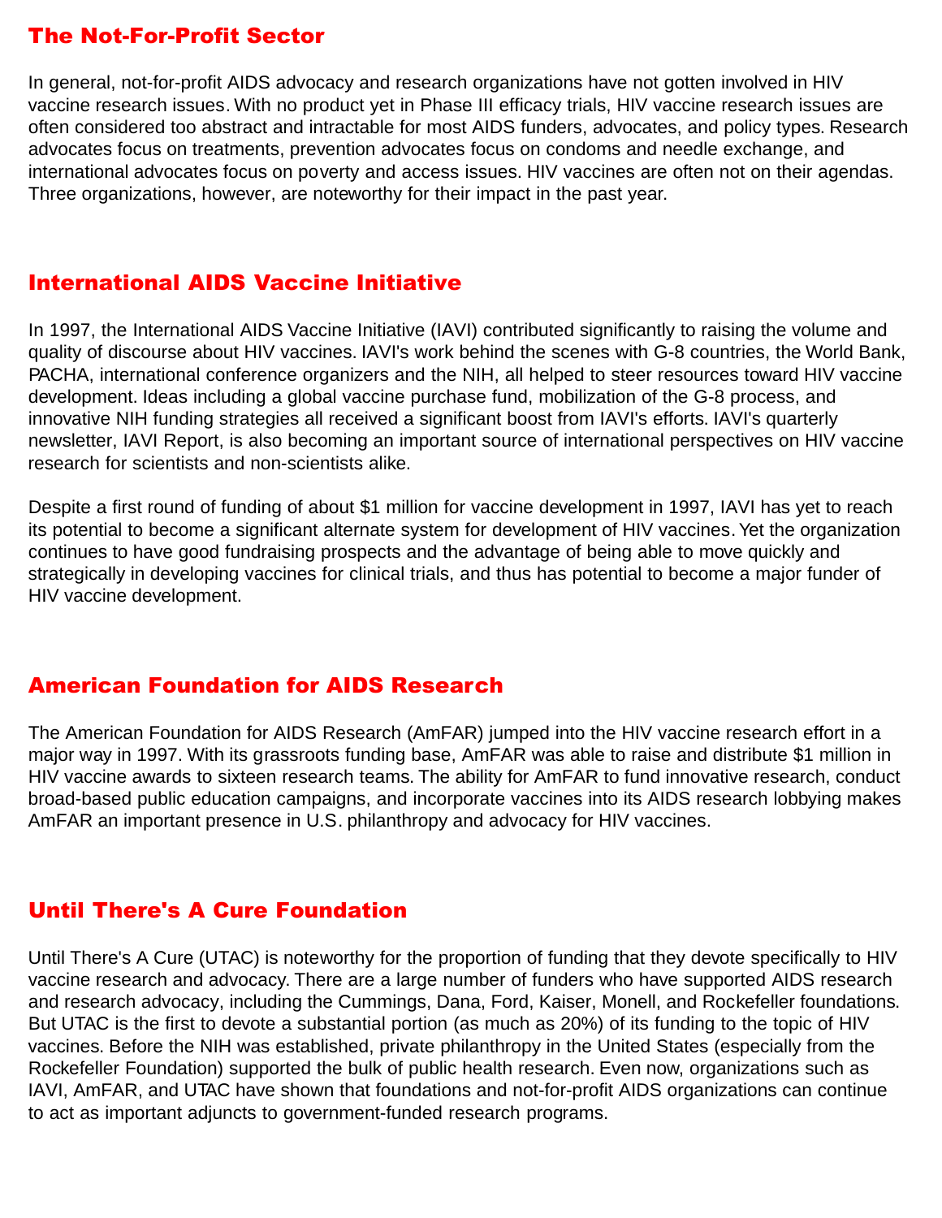## The Not-For-Profit Sector

In general, not-for-profit AIDS advocacy and research organizations have not gotten involved in HIV vaccine research issues. With no product yet in Phase III efficacy trials, HIV vaccine research issues are often considered too abstract and intractable for most AIDS funders, advocates, and policy types. Research advocates focus on treatments, prevention advocates focus on condoms and needle exchange, and international advocates focus on poverty and access issues. HIV vaccines are often not on their agendas. Three organizations, however, are noteworthy for their impact in the past year.

## International AIDS Vaccine Initiative

In 1997, the International AIDS Vaccine Initiative (IAVI) contributed significantly to raising the volume and quality of discourse about HIV vaccines. IAVI's work behind the scenes with G-8 countries, the World Bank, PACHA, international conference organizers and the NIH, all helped to steer resources toward HIV vaccine development. Ideas including a global vaccine purchase fund, mobilization of the G-8 process, and innovative NIH funding strategies all received a significant boost from IAVI's efforts. IAVI's quarterly newsletter, IAVI Report, is also becoming an important source of international perspectives on HIV vaccine research for scientists and non-scientists alike.

Despite a first round of funding of about $1 million for vaccine development in 1997, IAVI has yet to reach its potential to become a significant alternate system for development of HIV vaccines. Yet the organization continues to have good fundraising prospects and the advantage of being able to move quickly and strategically in developing vaccines for clinical trials, and thus has potential to become a major funder of HIV vaccine development.

## American Foundation for AIDS Research

The American Foundation for AIDS Research (AmFAR) jumped into the HIV vaccine research effort in a major way in 1997. With its grassroots funding base, AmFAR was able to raise and distribute $1 million in HIV vaccine awards to sixteen research teams. The ability for AmFAR to fund innovative research, conduct broad-based public education campaigns, and incorporate vaccines into its AIDS research lobbying makes AmFAR an important presence in U.S. philanthropy and advocacy for HIV vaccines.

## Until There's A Cure Foundation

Until There's A Cure (UTAC) is noteworthy for the proportion of funding that they devote specifically to HIV vaccine research and advocacy. There are a large number of funders who have supported AIDS research and research advocacy, including the Cummings, Dana, Ford, Kaiser, Monell, and Rockefeller foundations. But UTAC is the first to devote a substantial portion (as much as 20%) of its funding to the topic of HIV vaccines. Before the NIH was established, private philanthropy in the United States (especially from the Rockefeller Foundation) supported the bulk of public health research. Even now, organizations such as IAVI, AmFAR, and UTAC have shown that foundations and not-for-profit AIDS organizations can continue to act as important adjuncts to government-funded research programs.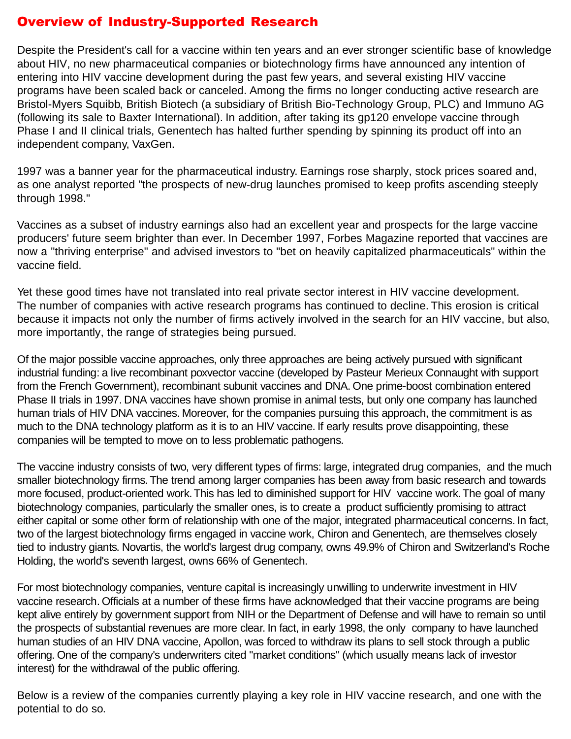# Overview of Industry-Supported Research

Despite the President's call for a vaccine within ten years and an ever stronger scientific base of knowledge about HIV, no new pharmaceutical companies or biotechnology firms have announced any intention of entering into HIV vaccine development during the past few years, and several existing HIV vaccine programs have been scaled back or canceled. Among the firms no longer conducting active research are Bristol-Myers Squibb, British Biotech (a subsidiary of British Bio-Technology Group, PLC) and Immuno AG (following its sale to Baxter International). In addition, after taking its gp120 envelope vaccine through Phase I and II clinical trials, Genentech has halted further spending by spinning its product off into an independent company, VaxGen.

1997 was a banner year for the pharmaceutical industry. Earnings rose sharply, stock prices soared and, as one analyst reported "the prospects of new-drug launches promised to keep profits ascending steeply through 1998."

Vaccines as a subset of industry earnings also had an excellent year and prospects for the large vaccine producers' future seem brighter than ever. In December 1997, Forbes Magazine reported that vaccines are now a "thriving enterprise" and advised investors to "bet on heavily capitalized pharmaceuticals" within the vaccine field.

Yet these good times have not translated into real private sector interest in HIV vaccine development. The number of companies with active research programs has continued to decline. This erosion is critical because it impacts not only the number of firms actively involved in the search for an HIV vaccine, but also, more importantly, the range of strategies being pursued.

Of the major possible vaccine approaches, only three approaches are being actively pursued with significant industrial funding: a live recombinant poxvector vaccine (developed by Pasteur Merieux Connaught with support from the French Government), recombinant subunit vaccines and DNA. One prime-boost combination entered Phase II trials in 1997. DNA vaccines have shown promise in animal tests, but only one company has launched human trials of HIV DNA vaccines. Moreover, for the companies pursuing this approach, the commitment is as much to the DNA technology platform as it is to an HIV vaccine. If early results prove disappointing, these companies will be tempted to move on to less problematic pathogens.

The vaccine industry consists of two, very different types of firms: large, integrated drug companies, and the much smaller biotechnology firms. The trend among larger companies has been away from basic research and towards more focused, product-oriented work. This has led to diminished support for HIV vaccine work. The goal of many biotechnology companies, particularly the smaller ones, is to create a product sufficiently promising to attract either capital or some other form of relationship with one of the major, integrated pharmaceutical concerns. In fact, two of the largest biotechnology firms engaged in vaccine work, Chiron and Genentech, are themselves closely tied to industry giants. Novartis, the world's largest drug company, owns 49.9% of Chiron and Switzerland's Roche Holding, the world's seventh largest, owns 66% of Genentech.

For most biotechnology companies, venture capital is increasingly unwilling to underwrite investment in HIV vaccine research. Officials at a number of these firms have acknowledged that their vaccine programs are being kept alive entirely by government support from NIH or the Department of Defense and will have to remain so until the prospects of substantial revenues are more clear. In fact, in early 1998, the only company to have launched human studies of an HIV DNA vaccine, Apollon, was forced to withdraw its plans to sell stock through a public offering. One of the company's underwriters cited "market conditions" (which usually means lack of investor interest) for the withdrawal of the public offering.

Below is a review of the companies currently playing a key role in HIV vaccine research, and one with the potential to do so.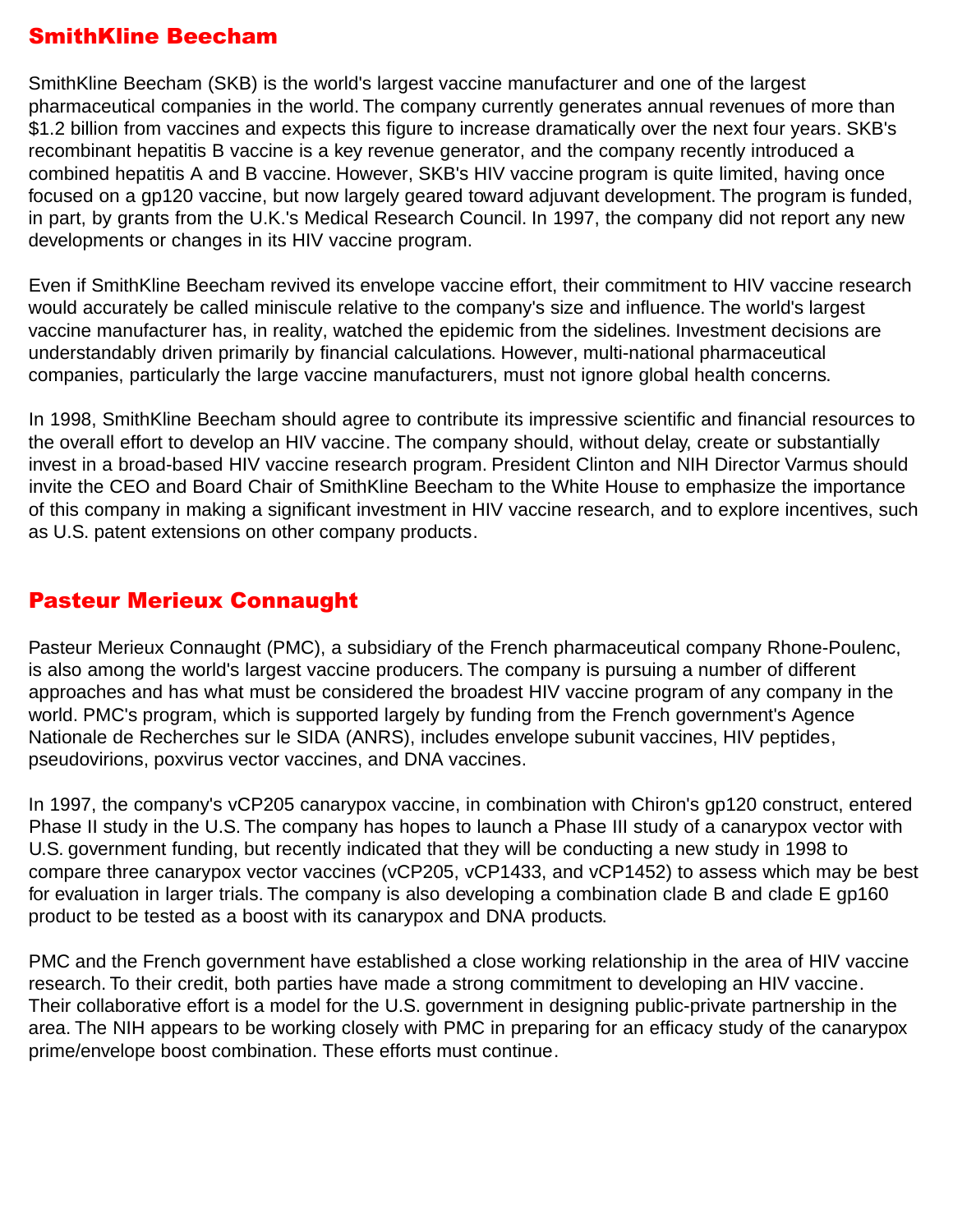## SmithKline Beecham

SmithKline Beecham (SKB) is the world's largest vaccine manufacturer and one of the largest pharmaceutical companies in the world. The company currently generates annual revenues of more than $1.2 billion from vaccines and expects this figure to increase dramatically over the next four years. SKB's recombinant hepatitis B vaccine is a key revenue generator, and the company recently introduced a combined hepatitis A and B vaccine. However, SKB's HIV vaccine program is quite limited, having once focused on a gp120 vaccine, but now largely geared toward adjuvant development. The program is funded, in part, by grants from the U.K.'s Medical Research Council. In 1997, the company did not report any new developments or changes in its HIV vaccine program.

Even if SmithKline Beecham revived its envelope vaccine effort, their commitment to HIV vaccine research would accurately be called miniscule relative to the company's size and influence. The world's largest vaccine manufacturer has, in reality, watched the epidemic from the sidelines. Investment decisions are understandably driven primarily by financial calculations. However, multi-national pharmaceutical companies, particularly the large vaccine manufacturers, must not ignore global health concerns.

In 1998, SmithKline Beecham should agree to contribute its impressive scientific and financial resources to the overall effort to develop an HIV vaccine. The company should, without delay, create or substantially invest in a broad-based HIV vaccine research program. President Clinton and NIH Director Varmus should invite the CEO and Board Chair of SmithKline Beecham to the White House to emphasize the importance of this company in making a significant investment in HIV vaccine research, and to explore incentives, such as U.S. patent extensions on other company products.

## Pasteur Merieux Connaught

Pasteur Merieux Connaught (PMC), a subsidiary of the French pharmaceutical company Rhone-Poulenc, is also among the world's largest vaccine producers. The company is pursuing a number of different approaches and has what must be considered the broadest HIV vaccine program of any company in the world. PMC's program, which is supported largely by funding from the French government's Agence Nationale de Recherches sur le SIDA (ANRS), includes envelope subunit vaccines, HIV peptides, pseudovirions, poxvirus vector vaccines, and DNA vaccines.

In 1997, the company's vCP205 canarypox vaccine, in combination with Chiron's gp120 construct, entered Phase II study in the U.S. The company has hopes to launch a Phase III study of a canarypox vector with U.S. government funding, but recently indicated that they will be conducting a new study in 1998 to compare three canarypox vector vaccines (vCP205, vCP1433, and vCP1452) to assess which may be best for evaluation in larger trials. The company is also developing a combination clade B and clade E gp160 product to be tested as a boost with its canarypox and DNA products.

PMC and the French government have established a close working relationship in the area of HIV vaccine research. To their credit, both parties have made a strong commitment to developing an HIV vaccine. Their collaborative effort is a model for the U.S. government in designing public-private partnership in the area. The NIH appears to be working closely with PMC in preparing for an efficacy study of the canarypox prime/envelope boost combination. These efforts must continue.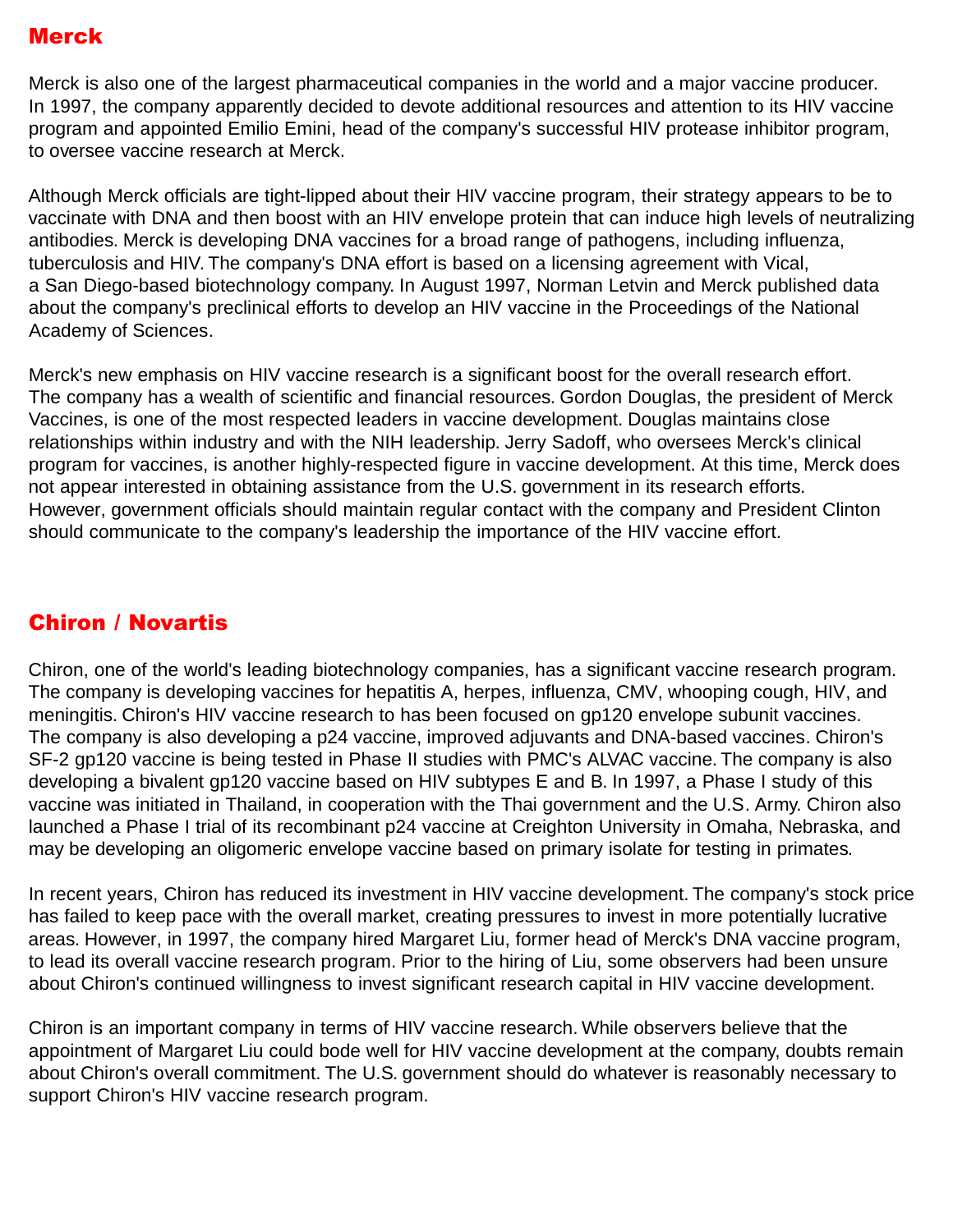## Merck

Merck is also one of the largest pharmaceutical companies in the world and a major vaccine producer. In 1997, the company apparently decided to devote additional resources and attention to its HIV vaccine program and appointed Emilio Emini, head of the company's successful HIV protease inhibitor program, to oversee vaccine research at Merck.

Although Merck officials are tight-lipped about their HIV vaccine program, their strategy appears to be to vaccinate with DNA and then boost with an HIV envelope protein that can induce high levels of neutralizing antibodies. Merck is developing DNA vaccines for a broad range of pathogens, including influenza, tuberculosis and HIV. The company's DNA effort is based on a licensing agreement with Vical, a San Diego-based biotechnology company. In August 1997, Norman Letvin and Merck published data about the company's preclinical efforts to develop an HIV vaccine in the Proceedings of the National Academy of Sciences.

Merck's new emphasis on HIV vaccine research is a significant boost for the overall research effort. The company has a wealth of scientific and financial resources. Gordon Douglas, the president of Merck Vaccines, is one of the most respected leaders in vaccine development. Douglas maintains close relationships within industry and with the NIH leadership. Jerry Sadoff, who oversees Merck's clinical program for vaccines, is another highly-respected figure in vaccine development. At this time, Merck does not appear interested in obtaining assistance from the U.S. government in its research efforts. However, government officials should maintain regular contact with the company and President Clinton should communicate to the company's leadership the importance of the HIV vaccine effort.

## Chiron / Novartis

Chiron, one of the world's leading biotechnology companies, has a significant vaccine research program. The company is developing vaccines for hepatitis A, herpes, influenza, CMV, whooping cough, HIV, and meningitis. Chiron's HIV vaccine research to has been focused on gp120 envelope subunit vaccines. The company is also developing a p24 vaccine, improved adjuvants and DNA-based vaccines. Chiron's SF-2 gp120 vaccine is being tested in Phase II studies with PMC's ALVAC vaccine. The company is also developing a bivalent gp120 vaccine based on HIV subtypes E and B. In 1997, a Phase I study of this vaccine was initiated in Thailand, in cooperation with the Thai government and the U.S. Army. Chiron also launched a Phase I trial of its recombinant p24 vaccine at Creighton University in Omaha, Nebraska, and may be developing an oligomeric envelope vaccine based on primary isolate for testing in primates.

In recent years, Chiron has reduced its investment in HIV vaccine development. The company's stock price has failed to keep pace with the overall market, creating pressures to invest in more potentially lucrative areas. However, in 1997, the company hired Margaret Liu, former head of Merck's DNA vaccine program, to lead its overall vaccine research program. Prior to the hiring of Liu, some observers had been unsure about Chiron's continued willingness to invest significant research capital in HIV vaccine development.

Chiron is an important company in terms of HIV vaccine research. While observers believe that the appointment of Margaret Liu could bode well for HIV vaccine development at the company, doubts remain about Chiron's overall commitment. The U.S. government should do whatever is reasonably necessary to support Chiron's HIV vaccine research program.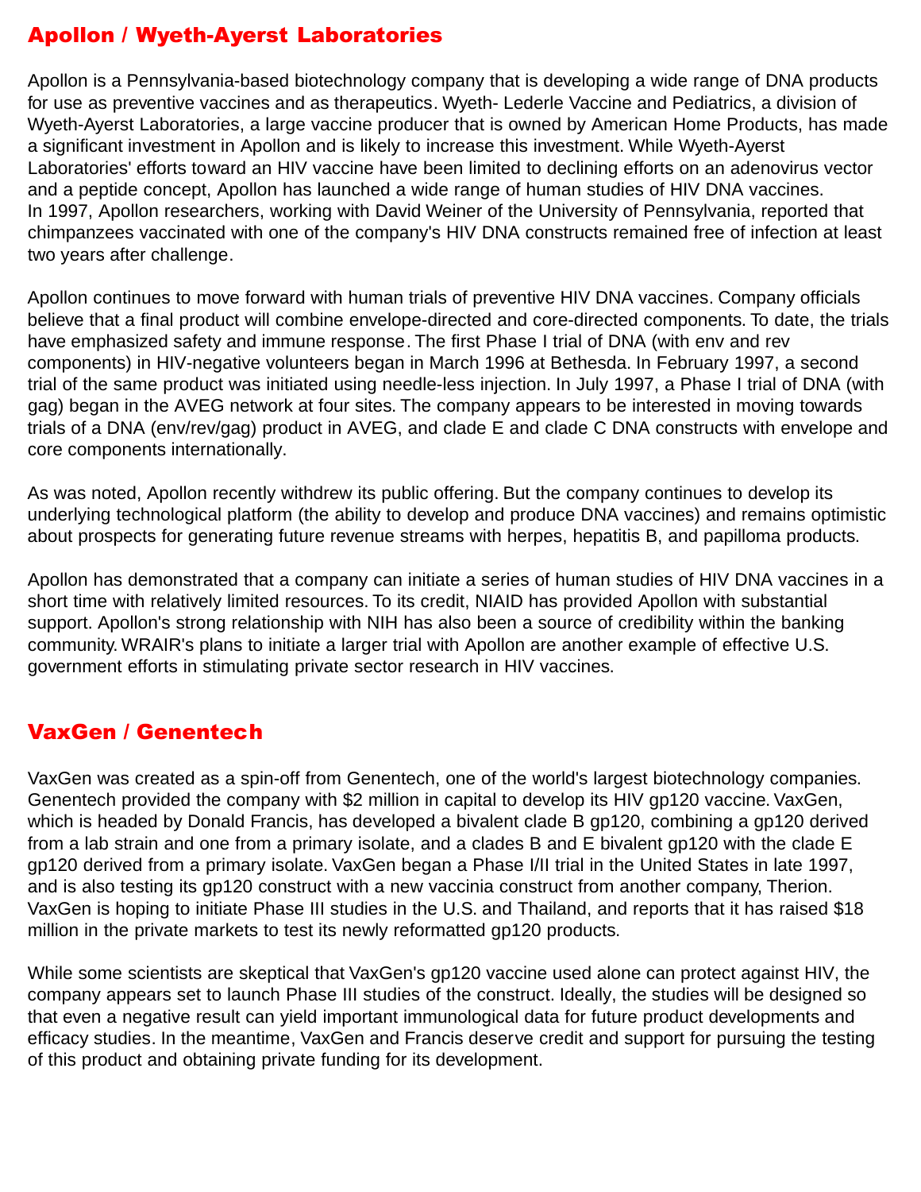## Apollon / Wyeth-Ayerst Laboratories

Apollon is a Pennsylvania-based biotechnology company that is developing a wide range of DNA products for use as preventive vaccines and as therapeutics. Wyeth- Lederle Vaccine and Pediatrics, a division of Wyeth-Ayerst Laboratories, a large vaccine producer that is owned by American Home Products, has made a significant investment in Apollon and is likely to increase this investment. While Wyeth-Ayerst Laboratories' efforts toward an HIV vaccine have been limited to declining efforts on an adenovirus vector and a peptide concept, Apollon has launched a wide range of human studies of HIV DNA vaccines. In 1997, Apollon researchers, working with David Weiner of the University of Pennsylvania, reported that chimpanzees vaccinated with one of the company's HIV DNA constructs remained free of infection at least two years after challenge.

Apollon continues to move forward with human trials of preventive HIV DNA vaccines. Company officials believe that a final product will combine envelope-directed and core-directed components. To date, the trials have emphasized safety and immune response. The first Phase I trial of DNA (with env and rev components) in HIV-negative volunteers began in March 1996 at Bethesda. In February 1997, a second trial of the same product was initiated using needle-less injection. In July 1997, a Phase I trial of DNA (with gag) began in the AVEG network at four sites. The company appears to be interested in moving towards trials of a DNA (env/rev/gag) product in AVEG, and clade E and clade C DNA constructs with envelope and core components internationally.

As was noted, Apollon recently withdrew its public offering. But the company continues to develop its underlying technological platform (the ability to develop and produce DNA vaccines) and remains optimistic about prospects for generating future revenue streams with herpes, hepatitis B, and papilloma products.

Apollon has demonstrated that a company can initiate a series of human studies of HIV DNA vaccines in a short time with relatively limited resources. To its credit, NIAID has provided Apollon with substantial support. Apollon's strong relationship with NIH has also been a source of credibility within the banking community. WRAIR's plans to initiate a larger trial with Apollon are another example of effective U.S. government efforts in stimulating private sector research in HIV vaccines.

## VaxGen / Genentech

VaxGen was created as a spin-off from Genentech, one of the world's largest biotechnology companies. Genentech provided the company with $2 million in capital to develop its HIV gp120 vaccine. VaxGen, which is headed by Donald Francis, has developed a bivalent clade B gp120, combining a gp120 derived from a lab strain and one from a primary isolate, and a clades B and E bivalent gp120 with the clade E gp120 derived from a primary isolate. VaxGen began a Phase I/II trial in the United States in late 1997, and is also testing its gp120 construct with a new vaccinia construct from another company, Therion. VaxGen is hoping to initiate Phase III studies in the U.S. and Thailand, and reports that it has raised $18 million in the private markets to test its newly reformatted gp120 products.

While some scientists are skeptical that VaxGen's gp120 vaccine used alone can protect against HIV, the company appears set to launch Phase III studies of the construct. Ideally, the studies will be designed so that even a negative result can yield important immunological data for future product developments and efficacy studies. In the meantime, VaxGen and Francis deserve credit and support for pursuing the testing of this product and obtaining private funding for its development.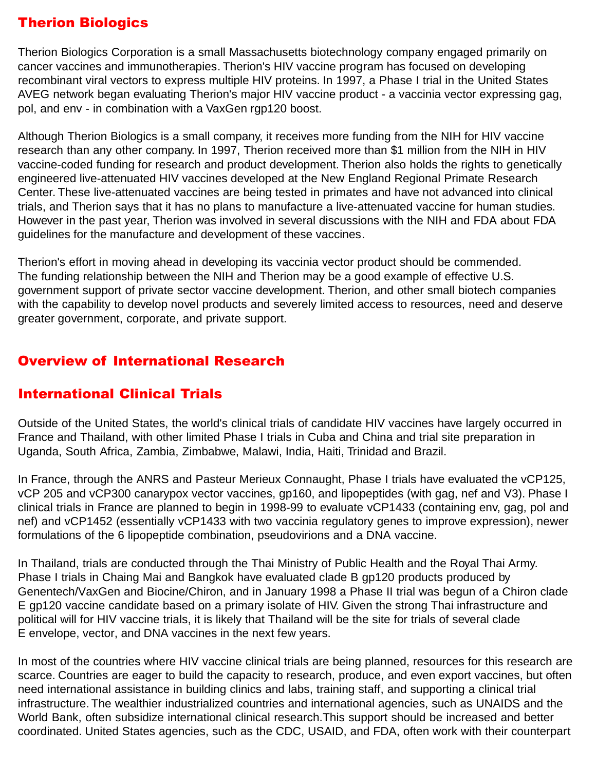## Therion Biologics

Therion Biologics Corporation is a small Massachusetts biotechnology company engaged primarily on cancer vaccines and immunotherapies. Therion's HIV vaccine program has focused on developing recombinant viral vectors to express multiple HIV proteins. In 1997, a Phase I trial in the United States AVEG network began evaluating Therion's major HIV vaccine product - a vaccinia vector expressing gag, pol, and env - in combination with a VaxGen rgp120 boost.

Although Therion Biologics is a small company, it receives more funding from the NIH for HIV vaccine research than any other company. In 1997, Therion received more than $1 million from the NIH in HIV vaccine-coded funding for research and product development. Therion also holds the rights to genetically engineered live-attenuated HIV vaccines developed at the New England Regional Primate Research Center. These live-attenuated vaccines are being tested in primates and have not advanced into clinical trials, and Therion says that it has no plans to manufacture a live-attenuated vaccine for human studies. However in the past year, Therion was involved in several discussions with the NIH and FDA about FDA guidelines for the manufacture and development of these vaccines.

Therion's effort in moving ahead in developing its vaccinia vector product should be commended. The funding relationship between the NIH and Therion may be a good example of effective U.S. government support of private sector vaccine development. Therion, and other small biotech companies with the capability to develop novel products and severely limited access to resources, need and deserve greater government, corporate, and private support.

# Overview of International Research

## International Clinical Trials

Outside of the United States, the world's clinical trials of candidate HIV vaccines have largely occurred in France and Thailand, with other limited Phase I trials in Cuba and China and trial site preparation in Uganda, South Africa, Zambia, Zimbabwe, Malawi, India, Haiti, Trinidad and Brazil.

In France, through the ANRS and Pasteur Merieux Connaught, Phase I trials have evaluated the vCP125, vCP 205 and vCP300 canarypox vector vaccines, gp160, and lipopeptides (with gag, nef and V3). Phase I clinical trials in France are planned to begin in 1998-99 to evaluate vCP1433 (containing env, gag, pol and nef) and vCP1452 (essentially vCP1433 with two vaccinia regulatory genes to improve expression), newer formulations of the 6 lipopeptide combination, pseudovirions and a DNA vaccine.

In Thailand, trials are conducted through the Thai Ministry of Public Health and the Royal Thai Army. Phase I trials in Chaing Mai and Bangkok have evaluated clade B gp120 products produced by Genentech/VaxGen and Biocine/Chiron, and in January 1998 a Phase II trial was begun of a Chiron clade E gp120 vaccine candidate based on a primary isolate of HIV. Given the strong Thai infrastructure and political will for HIV vaccine trials, it is likely that Thailand will be the site for trials of several clade E envelope, vector, and DNA vaccines in the next few years.

In most of the countries where HIV vaccine clinical trials are being planned, resources for this research are scarce. Countries are eager to build the capacity to research, produce, and even export vaccines, but often need international assistance in building clinics and labs, training staff, and supporting a clinical trial infrastructure. The wealthier industrialized countries and international agencies, such as UNAIDS and the World Bank, often subsidize international clinical research.This support should be increased and better coordinated. United States agencies, such as the CDC, USAID, and FDA, often work with their counterpart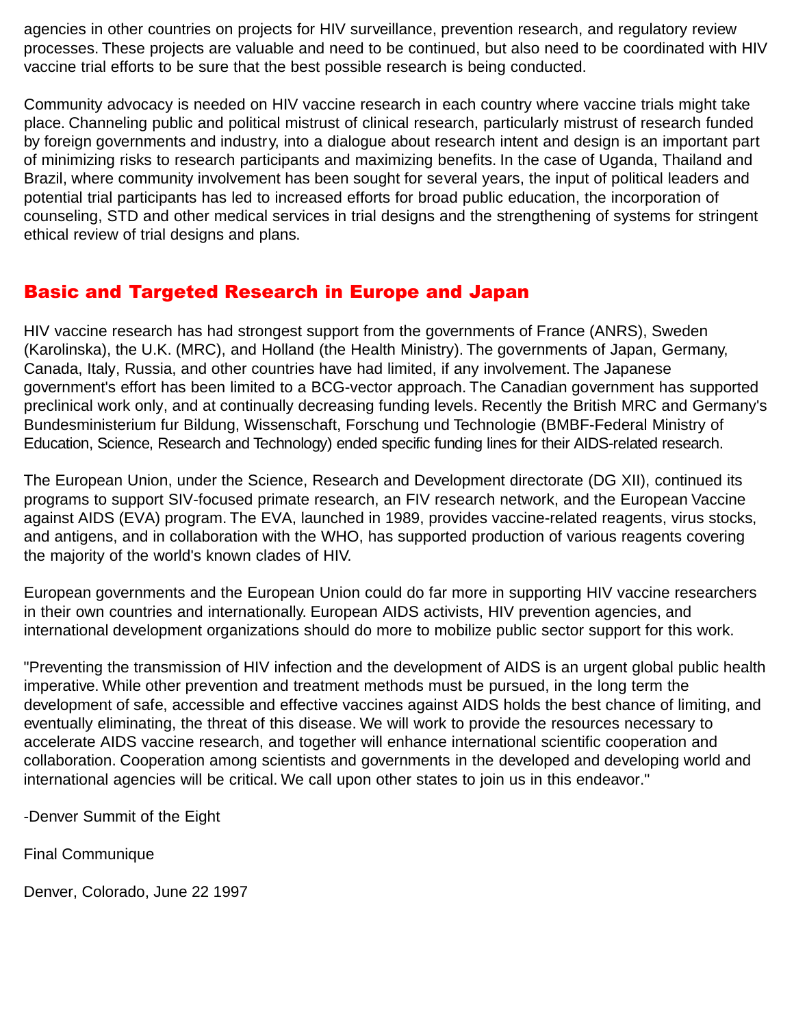agencies in other countries on projects for HIV surveillance, prevention research, and regulatory review processes. These projects are valuable and need to be continued, but also need to be coordinated with HIV vaccine trial efforts to be sure that the best possible research is being conducted.

Community advocacy is needed on HIV vaccine research in each country where vaccine trials might take place. Channeling public and political mistrust of clinical research, particularly mistrust of research funded by foreign governments and industry, into a dialogue about research intent and design is an important part of minimizing risks to research participants and maximizing benefits. In the case of Uganda, Thailand and Brazil, where community involvement has been sought for several years, the input of political leaders and potential trial participants has led to increased efforts for broad public education, the incorporation of counseling, STD and other medical services in trial designs and the strengthening of systems for stringent ethical review of trial designs and plans.

## Basic and Targeted Research in Europe and Japan

HIV vaccine research has had strongest support from the governments of France (ANRS), Sweden (Karolinska), the U.K. (MRC), and Holland (the Health Ministry). The governments of Japan, Germany, Canada, Italy, Russia, and other countries have had limited, if any involvement. The Japanese government's effort has been limited to a BCG-vector approach. The Canadian government has supported preclinical work only, and at continually decreasing funding levels. Recently the British MRC and Germany's Bundesministerium fur Bildung, Wissenschaft, Forschung und Technologie (BMBF-Federal Ministry of Education, Science, Research and Technology) ended specific funding lines for their AIDS-related research.

The European Union, under the Science, Research and Development directorate (DG XII), continued its programs to support SIV-focused primate research, an FIV research network, and the European Vaccine against AIDS (EVA) program. The EVA, launched in 1989, provides vaccine-related reagents, virus stocks, and antigens, and in collaboration with the WHO, has supported production of various reagents covering the majority of the world's known clades of HIV.

European governments and the European Union could do far more in supporting HIV vaccine researchers in their own countries and internationally. European AIDS activists, HIV prevention agencies, and international development organizations should do more to mobilize public sector support for this work.

"Preventing the transmission of HIV infection and the development of AIDS is an urgent global public health imperative. While other prevention and treatment methods must be pursued, in the long term the development of safe, accessible and effective vaccines against AIDS holds the best chance of limiting, and eventually eliminating, the threat of this disease. We will work to provide the resources necessary to accelerate AIDS vaccine research, and together will enhance international scientific cooperation and collaboration. Cooperation among scientists and governments in the developed and developing world and international agencies will be critical. We call upon other states to join us in this endeavor."

-Denver Summit of the Eight

Final Communique

Denver, Colorado, June 22 1997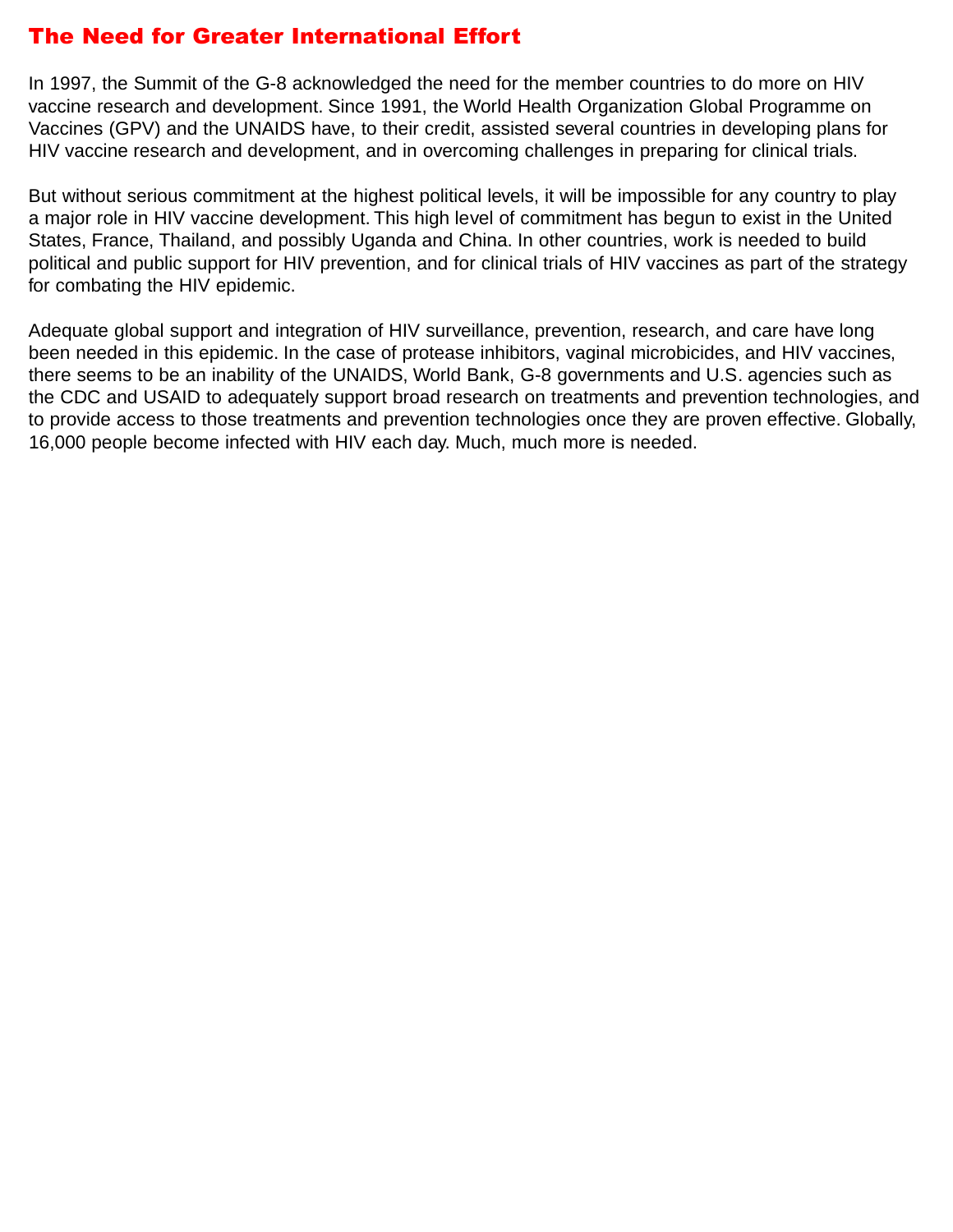## The Need for Greater International Effort

In 1997, the Summit of the G-8 acknowledged the need for the member countries to do more on HIV vaccine research and development. Since 1991, the World Health Organization Global Programme on Vaccines (GPV) and the UNAIDS have, to their credit, assisted several countries in developing plans for HIV vaccine research and development, and in overcoming challenges in preparing for clinical trials.

But without serious commitment at the highest political levels, it will be impossible for any country to play a major role in HIV vaccine development. This high level of commitment has begun to exist in the United States, France, Thailand, and possibly Uganda and China. In other countries, work is needed to build political and public support for HIV prevention, and for clinical trials of HIV vaccines as part of the strategy for combating the HIV epidemic.

Adequate global support and integration of HIV surveillance, prevention, research, and care have long been needed in this epidemic. In the case of protease inhibitors, vaginal microbicides, and HIV vaccines, there seems to be an inability of the UNAIDS, World Bank, G-8 governments and U.S. agencies such as the CDC and USAID to adequately support broad research on treatments and prevention technologies, and to provide access to those treatments and prevention technologies once they are proven effective. Globally, 16,000 people become infected with HIV each day. Much, much more is needed.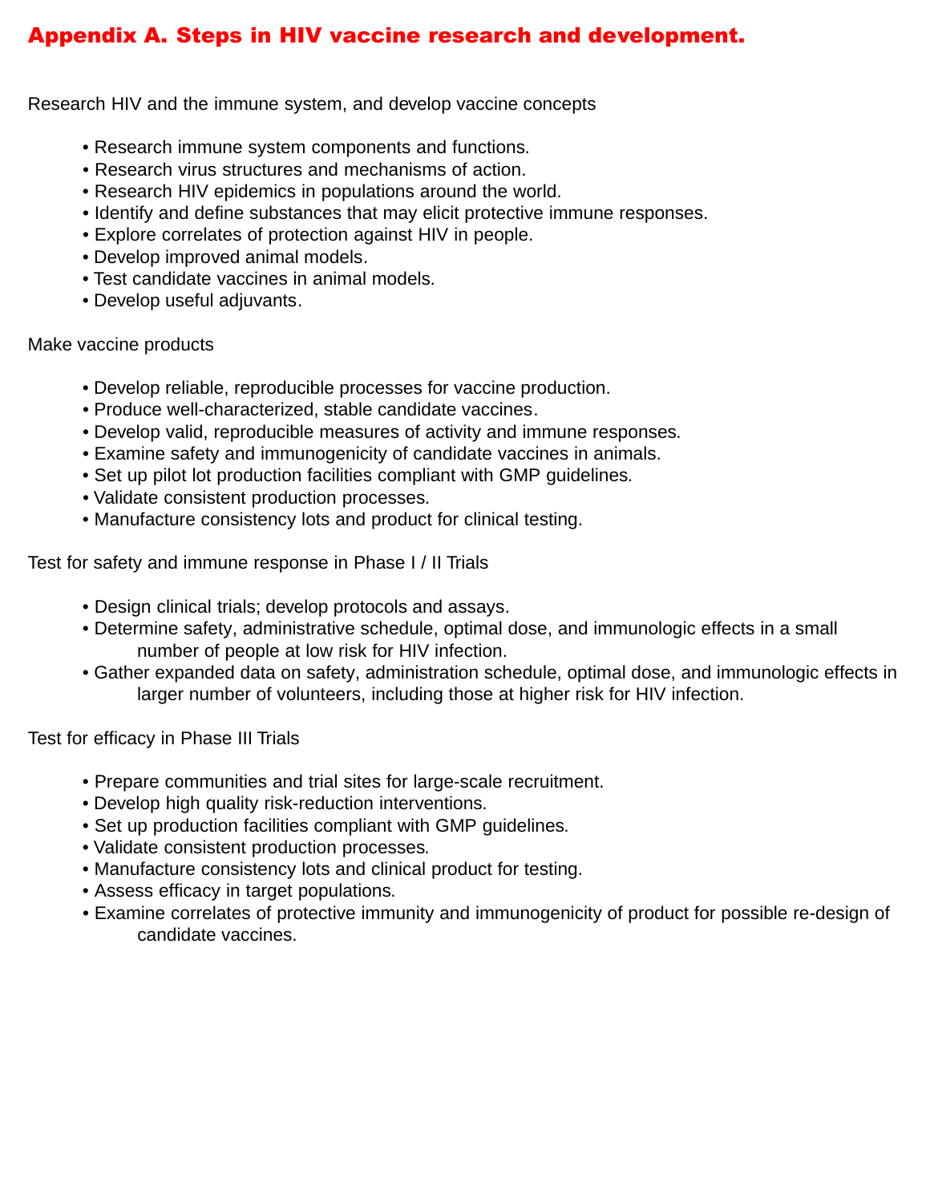## Appendix A. Steps in HIV vaccine research and development.

Research HIV and the immune system, and develop vaccine concepts

- Research immune system components and functions.
- Research virus structures and mechanisms of action.
- Research HIV epidemics in populations around the world.
- Identify and define substances that may elicit protective immune responses.
- Explore correlates of protection against HIV in people.
- Develop improved animal models.
- Test candidate vaccines in animal models.
- Develop useful adjuvants.

Make vaccine products

- Develop reliable, reproducible processes for vaccine production.
- Produce well-characterized, stable candidate vaccines.
- Develop valid, reproducible measures of activity and immune responses.
- Examine safety and immunogenicity of candidate vaccines in animals.
- Set up pilot lot production facilities compliant with GMP guidelines.
- Validate consistent production processes.
- Manufacture consistency lots and product for clinical testing.

Test for safety and immune response in Phase I / II Trials

- Design clinical trials; develop protocols and assays.
- Determine safety, administrative schedule, optimal dose, and immunologic effects in a small number of people at low risk for HIV infection.
- Gather expanded data on safety, administration schedule, optimal dose, and immunologic effects in larger number of volunteers, including those at higher risk for HIV infection.

Test for efficacy in Phase III Trials

- Prepare communities and trial sites for large-scale recruitment.
- Develop high quality risk-reduction interventions.
- Set up production facilities compliant with GMP guidelines.
- Validate consistent production processes.
- Manufacture consistency lots and clinical product for testing.
- Assess efficacy in target populations.
- Examine correlates of protective immunity and immunogenicity of product for possible re-design of candidate vaccines.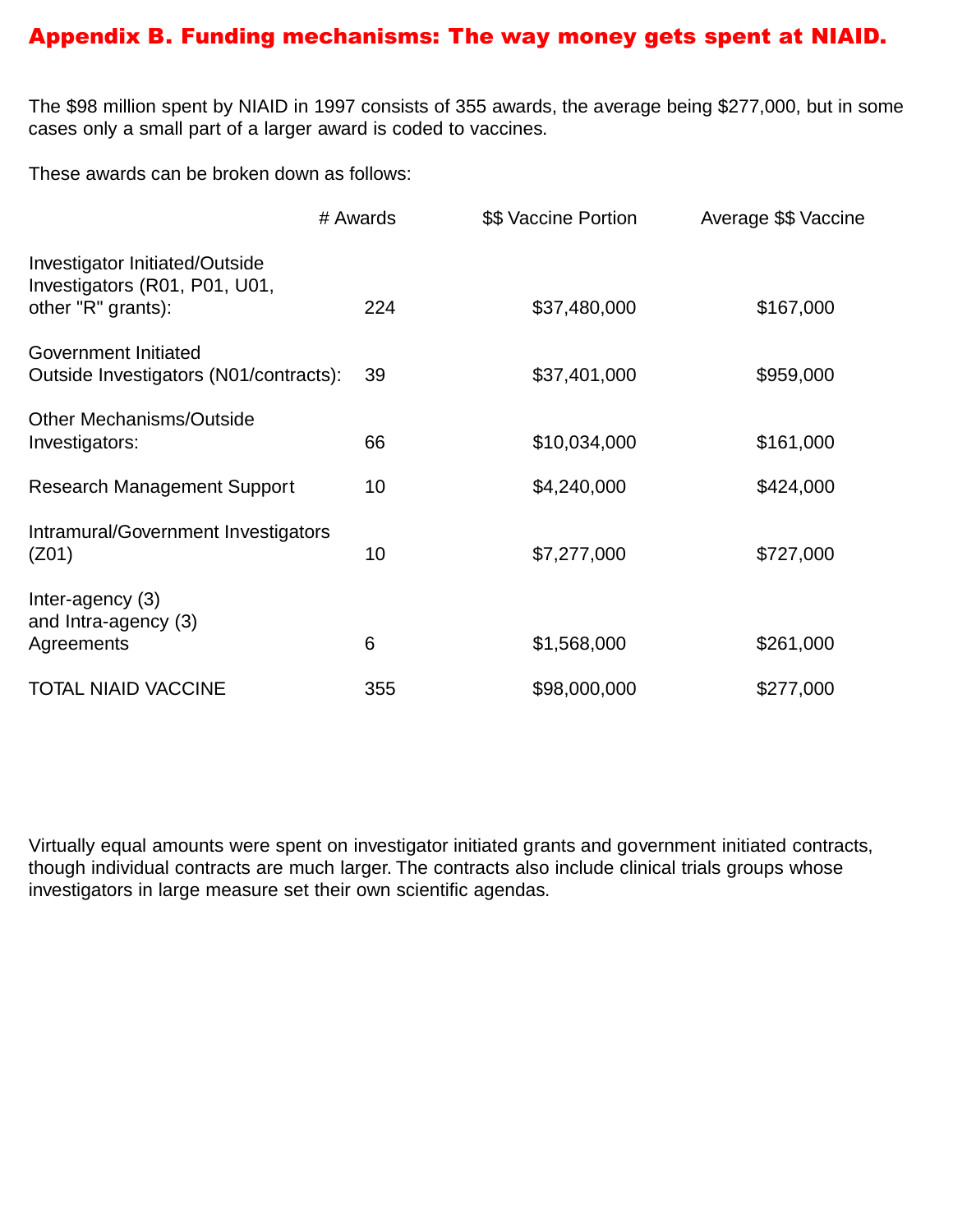# Appendix B. Funding mechanisms: The way money gets spent at NIAID.

The $98 million spent by NIAID in 1997 consists of 355 awards, the average being $277,000, but in some cases only a small part of a larger award is coded to vaccines.

These awards can be broken down as follows:

| | # Awards | $$ Vaccine Portion | Average $$ Vaccine |
|---|---|---|---|
| Investigator Initiated/Outside Investigators (R01, P01, U01, other "R" grants): | 224 | $37,480,000 | $167,000 |
| Government Initiated Outside Investigators (N01/contracts): | 39 | $37,401,000 | $959,000 |
| Other Mechanisms/Outside Investigators: | 66 | $10,034,000 | $161,000 |
| Research Management Support | 10 | $4,240,000 | $424,000 |
| Intramural/Government Investigators (Z01) | 10 | $7,277,000 | $727,000 |
| Inter-agency (3) and Intra-agency (3) Agreements | 6 | $1,568,000 | $261,000 |
| TOTAL NIAID VACCINE | 355 | $98,000,000 | $277,000 |

Virtually equal amounts were spent on investigator initiated grants and government initiated contracts, though individual contracts are much larger. The contracts also include clinical trials groups whose investigators in large measure set their own scientific agendas.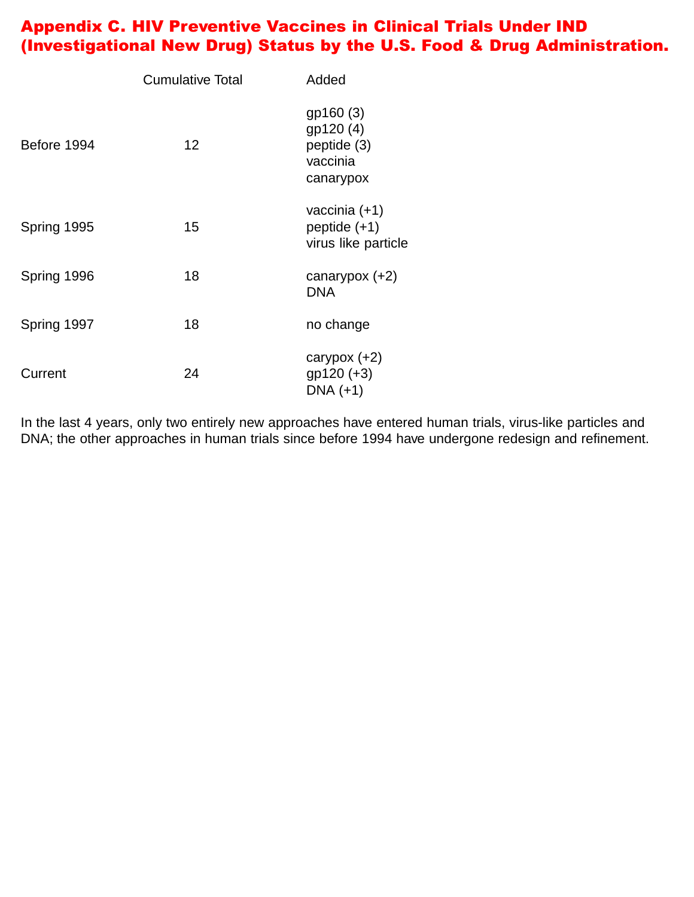## Appendix C. HIV Preventive Vaccines in Clinical Trials Under IND (Investigational New Drug) Status by the U.S. Food & Drug Administration.

| | Cumulative Total | Added |
|---|---|---|
| Before 1994 | 12 | gp160 (3)<br>gp120 (4)<br>peptide (3)<br>vaccinia<br>canarypox |
| Spring 1995 | 15 | vaccinia (+1)<br>peptide (+1)<br>virus like particle |
| Spring 1996 | 18 | canarypox (+2)<br>DNA |
| Spring 1997 | 18 | no change |
| Current | 24 | carypox (+2)<br>gp120 (+3)<br>DNA (+1) |

In the last 4 years, only two entirely new approaches have entered human trials, virus-like particles and DNA; the other approaches in human trials since before 1994 have undergone redesign and refinement.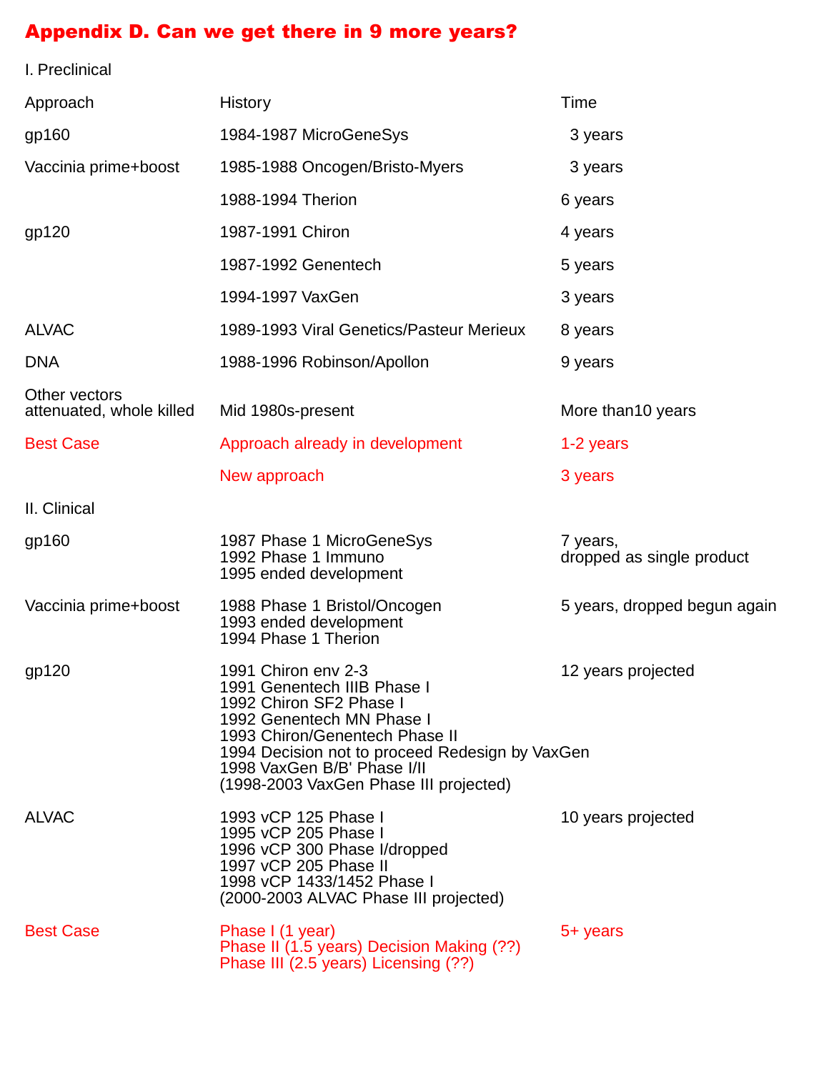## Appendix D. Can we get there in 9 more years?

I. Preclinical

| Approach | History | Time |
|---|---|---|
| gp160 | 1984-1987 MicroGeneSys | 3 years |
| Vaccinia prime+boost | 1985-1988 Oncogen/Bristo-Myers | 3 years |
| | 1988-1994 Therion | 6 years |
| gp120 | 1987-1991 Chiron | 4 years |
| | 1987-1992 Genentech | 5 years |
| | 1994-1997 VaxGen | 3 years |
| ALVAC | 1989-1993 Viral Genetics/Pasteur Merieux | 8 years |
| DNA | 1988-1996 Robinson/Apollon | 9 years |
| Other vectors attenuated, whole killed | Mid 1980s-present | More than10 years |
| Best Case | Approach already in development | 1-2 years |
| | New approach | 3 years |

II. Clinical

| Approach | History | Time |
|---|---|---|
| gp160 | 1987 Phase 1 MicroGeneSys<br>1992 Phase 1 Immuno<br>1995 ended development | 7 years,<br>dropped as single product |
| Vaccinia prime+boost | 1988 Phase 1 Bristol/Oncogen<br>1993 ended development<br>1994 Phase 1 Therion | 5 years, dropped begun again |
| gp120 | 1991 Chiron env 2-3<br>1991 Genentech IIIB Phase I<br>1992 Chiron SF2 Phase I<br>1992 Genentech MN Phase I<br>1993 Chiron/Genentech Phase II<br>1994 Decision not to proceed Redesign by VaxGen<br>1998 VaxGen B/B' Phase I/II<br>(1998-2003 VaxGen Phase III projected) | 12 years projected |
| ALVAC | 1993 vCP 125 Phase I<br>1995 vCP 205 Phase I<br>1996 vCP 300 Phase I/dropped<br>1997 vCP 205 Phase II<br>1998 vCP 1433/1452 Phase I<br>(2000-2003 ALVAC Phase III projected) | 10 years projected |
| Best Case | Phase I (1 year)<br>Phase II (1.5 years) Decision Making (??)<br>Phase III (2.5 years) Licensing (??) | 5+ years |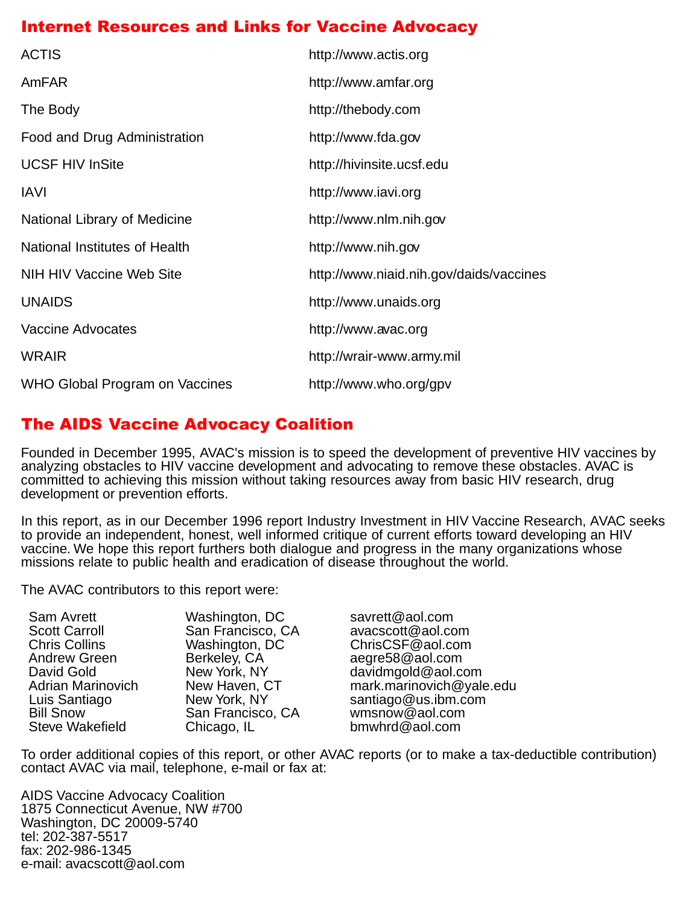## Internet Resources and Links for Vaccine Advocacy

| | |
|---|---|
| ACTIS | http://www.actis.org |
| AmFAR | http://www.amfar.org |
| The Body | http://thebody.com |
| Food and Drug Administration | http://www.fda.gov |
| UCSF HIV InSite | http://hivinsite.ucsf.edu |
| IAVI | http://www.iavi.org |
| National Library of Medicine | http://www.nlm.nih.gov |
| National Institutes of Health | http://www.nih.gov |
| NIH HIV Vaccine Web Site | http://www.niaid.nih.gov/daids/vaccines |
| UNAIDS | http://www.unaids.org |
| Vaccine Advocates | http://www.avac.org |
| WRAIR | http://wrair-www.army.mil |
| WHO Global Program on Vaccines | http://www.who.org/gpv |

## The AIDS Vaccine Advocacy Coalition

Founded in December 1995, AVAC's mission is to speed the development of preventive HIV vaccines by analyzing obstacles to HIV vaccine development and advocating to remove these obstacles. AVAC is committed to achieving this mission without taking resources away from basic HIV research, drug development or prevention efforts.

In this report, as in our December 1996 report Industry Investment in HIV Vaccine Research, AVAC seeks to provide an independent, honest, well informed critique of current efforts toward developing an HIV vaccine. We hope this report furthers both dialogue and progress in the many organizations whose missions relate to public health and eradication of disease throughout the world.

The AVAC contributors to this report were:

| | | |
|---|---|---|
| Sam Avrett | Washington, DC | savrett@aol.com |
| Scott Carroll | San Francisco, CA | avacscott@aol.com |
| Chris Collins | Washington, DC | ChrisCSF@aol.com |
| Andrew Green | Berkeley, CA | aegre58@aol.com |
| David Gold | New York, NY | davidmgold@aol.com |
| Adrian Marinovich | New Haven, CT | mark.marinovich@yale.edu |
| Luis Santiago | New York, NY | santiago@us.ibm.com |
| Bill Snow | San Francisco, CA | wmsnow@aol.com |
| Steve Wakefield | Chicago, IL | bmwhrd@aol.com |

To order additional copies of this report, or other AVAC reports (or to make a tax-deductible contribution) contact AVAC via mail, telephone, e-mail or fax at:

AIDS Vaccine Advocacy Coalition
1875 Connecticut Avenue, NW #700
Washington, DC 20009-5740
tel: 202-387-5517
fax: 202-986-1345
e-mail: avacscott@aol.com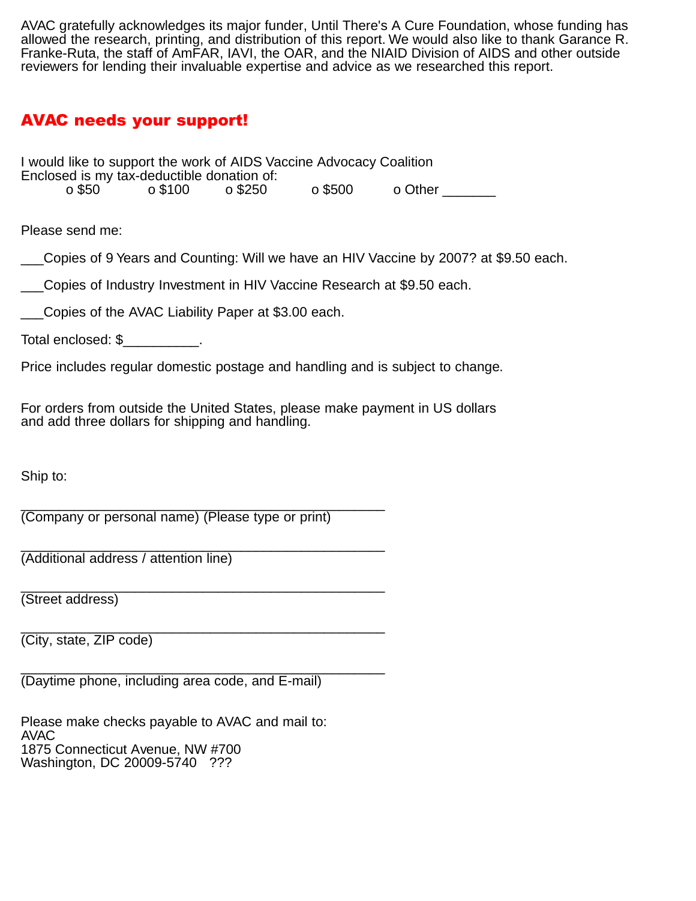AVAC gratefully acknowledges its major funder, Until There's A Cure Foundation, whose funding has allowed the research, printing, and distribution of this report. We would also like to thank Garance R. Franke-Ruta, the staff of AmFAR, IAVI, the OAR, and the NIAID Division of AIDS and other outside reviewers for lending their invaluable expertise and advice as we researched this report.

## AVAC needs your support!

I would like to support the work of AIDS Vaccine Advocacy Coalition
Enclosed is my tax-deductible donation of:

o $50 o $100 o $250 o $500 o Other _______

Please send me:

___Copies of 9 Years and Counting: Will we have an HIV Vaccine by 2007? at $9.50 each.

___Copies of Industry Investment in HIV Vaccine Research at $9.50 each.

___Copies of the AVAC Liability Paper at $3.00 each.

Total enclosed: $__________.

Price includes regular domestic postage and handling and is subject to change.

For orders from outside the United States, please make payment in US dollars and add three dollars for shipping and handling.

Ship to:

_______________________________________________
(Company or personal name) (Please type or print)

_______________________________________________
(Additional address / attention line)

_______________________________________________
(Street address)

_______________________________________________
(City, state, ZIP code)

_______________________________________________
(Daytime phone, including area code, and E-mail)

Please make checks payable to AVAC and mail to:
AVAC
1875 Connecticut Avenue, NW #700
Washington, DC 20009-5740 ???